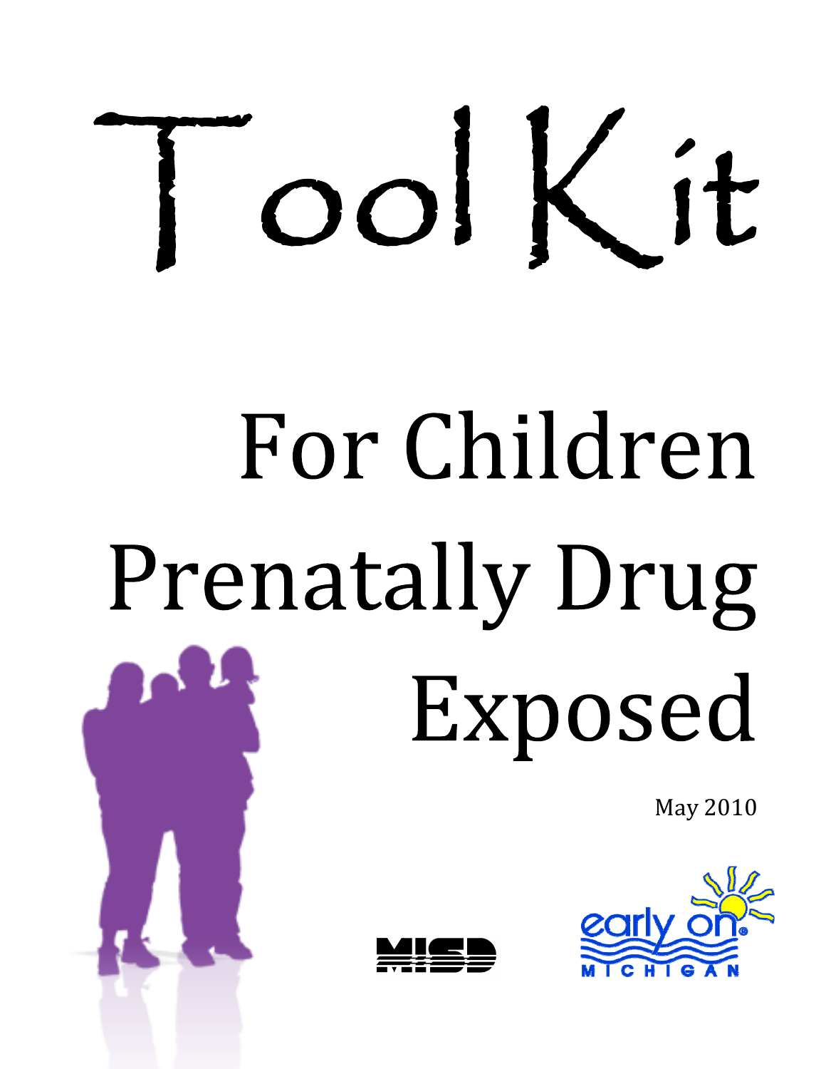# Tool Kit

# For Children Prenatally Drug Exposed

May 2010

MISD

early on MICHIGAN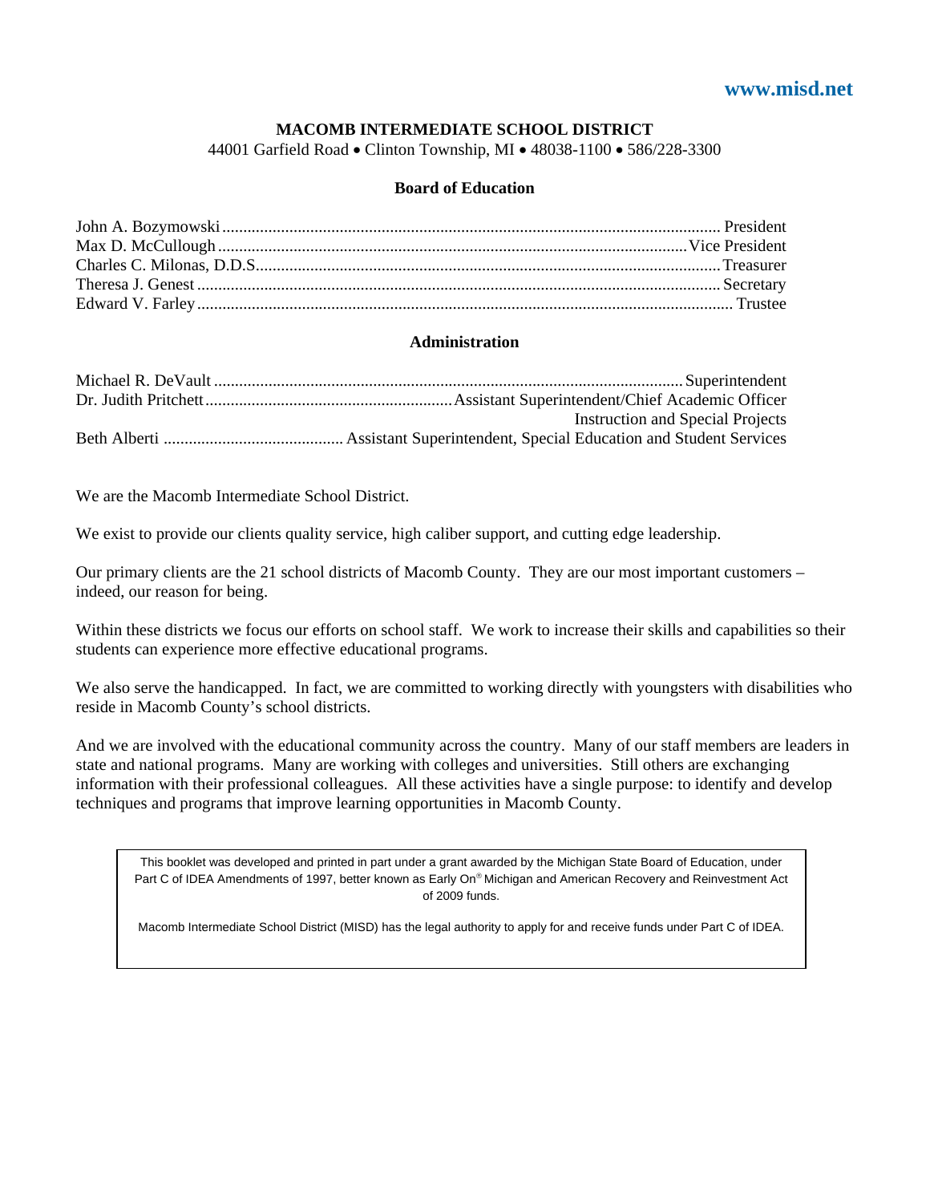www.misd.net

**MACOMB INTERMEDIATE SCHOOL DISTRICT**

44001 Garfield Road • Clinton Township, MI • 48038-1100 • 586/228-3300

**Board of Education**

John A. Bozymowski ........ President
Max D. McCullough ........ Vice President
Charles C. Milonas, D.D.S. ........ Treasurer
Theresa J. Genest ........ Secretary
Edward V. Farley ........ Trustee

**Administration**

Michael R. DeVault ........ Superintendent
Dr. Judith Pritchett ........ Assistant Superintendent/Chief Academic Officer
Instruction and Special Projects
Beth Alberti ........ Assistant Superintendent, Special Education and Student Services

We are the Macomb Intermediate School District.

We exist to provide our clients quality service, high caliber support, and cutting edge leadership.

Our primary clients are the 21 school districts of Macomb County. They are our most important customers – indeed, our reason for being.

Within these districts we focus our efforts on school staff. We work to increase their skills and capabilities so their students can experience more effective educational programs.

We also serve the handicapped. In fact, we are committed to working directly with youngsters with disabilities who reside in Macomb County's school districts.

And we are involved with the educational community across the country. Many of our staff members are leaders in state and national programs. Many are working with colleges and universities. Still others are exchanging information with their professional colleagues. All these activities have a single purpose: to identify and develop techniques and programs that improve learning opportunities in Macomb County.

This booklet was developed and printed in part under a grant awarded by the Michigan State Board of Education, under Part C of IDEA Amendments of 1997, better known as Early On® Michigan and American Recovery and Reinvestment Act of 2009 funds.

Macomb Intermediate School District (MISD) has the legal authority to apply for and receive funds under Part C of IDEA.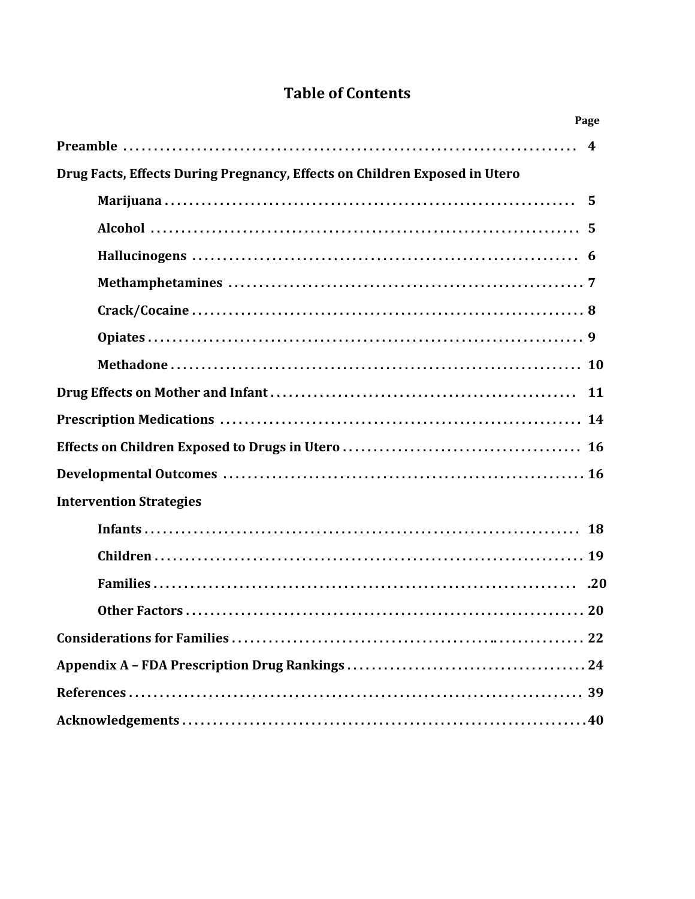# Table of Contents

| | Page |
|---|---|
| **Preamble** | 4 |
| **Drug Facts, Effects During Pregnancy, Effects on Children Exposed in Utero** | |
| **Marijuana** | 5 |
| **Alcohol** | 5 |
| **Hallucinogens** | 6 |
| **Methamphetamines** | 7 |
| **Crack/Cocaine** | 8 |
| **Opiates** | 9 |
| **Methadone** | 10 |
| **Drug Effects on Mother and Infant** | 11 |
| **Prescription Medications** | 14 |
| **Effects on Children Exposed to Drugs in Utero** | 16 |
| **Developmental Outcomes** | 16 |
| **Intervention Strategies** | |
| **Infants** | 18 |
| **Children** | 19 |
| **Families** | .20 |
| **Other Factors** | 20 |
| **Considerations for Families** | 22 |
| **Appendix A – FDA Prescription Drug Rankings** | 24 |
| **References** | 39 |
| **Acknowledgements** | 40 |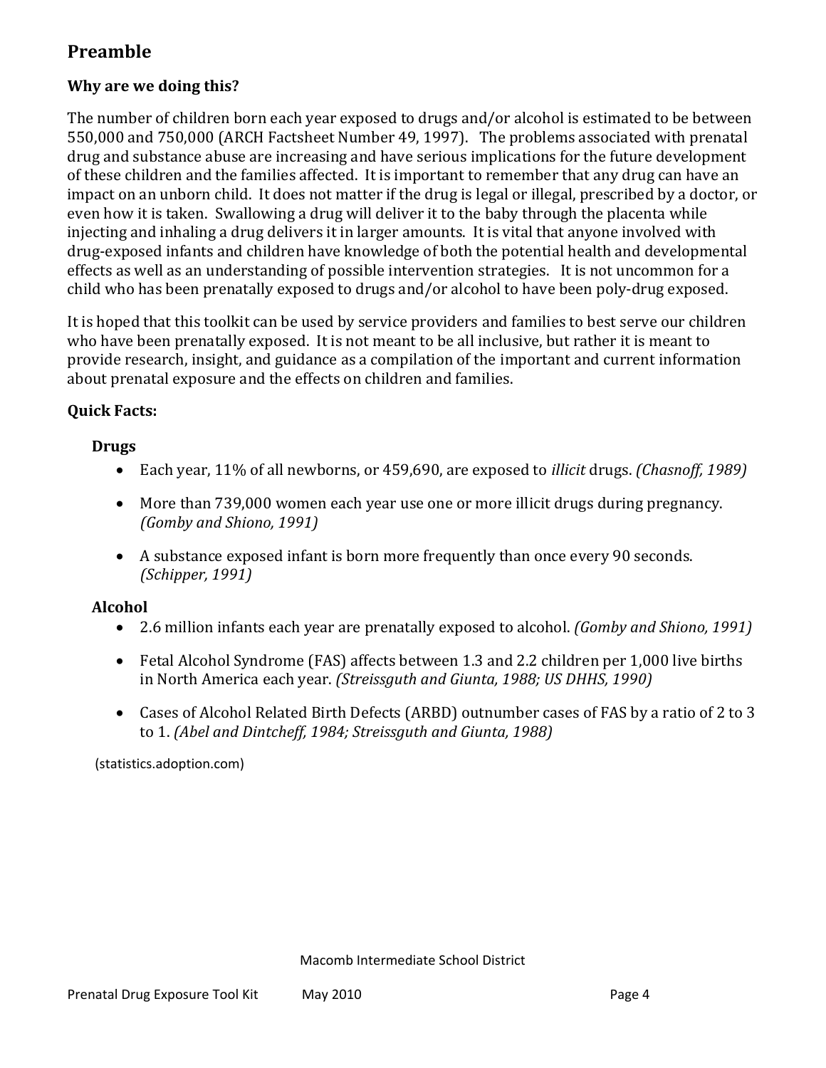## Preamble

### Why are we doing this?

The number of children born each year exposed to drugs and/or alcohol is estimated to be between 550,000 and 750,000 (ARCH Factsheet Number 49, 1997). The problems associated with prenatal drug and substance abuse are increasing and have serious implications for the future development of these children and the families affected. It is important to remember that any drug can have an impact on an unborn child. It does not matter if the drug is legal or illegal, prescribed by a doctor, or even how it is taken. Swallowing a drug will deliver it to the baby through the placenta while injecting and inhaling a drug delivers it in larger amounts. It is vital that anyone involved with drug-exposed infants and children have knowledge of both the potential health and developmental effects as well as an understanding of possible intervention strategies. It is not uncommon for a child who has been prenatally exposed to drugs and/or alcohol to have been poly-drug exposed.

It is hoped that this toolkit can be used by service providers and families to best serve our children who have been prenatally exposed. It is not meant to be all inclusive, but rather it is meant to provide research, insight, and guidance as a compilation of the important and current information about prenatal exposure and the effects on children and families.

**Quick Facts:**

**Drugs**

- Each year, 11% of all newborns, or 459,690, are exposed to *illicit* drugs. *(Chasnoff, 1989)*
- More than 739,000 women each year use one or more illicit drugs during pregnancy. *(Gomby and Shiono, 1991)*
- A substance exposed infant is born more frequently than once every 90 seconds. *(Schipper, 1991)*

**Alcohol**

- 2.6 million infants each year are prenatally exposed to alcohol. *(Gomby and Shiono, 1991)*
- Fetal Alcohol Syndrome (FAS) affects between 1.3 and 2.2 children per 1,000 live births in North America each year. *(Streissguth and Giunta, 1988; US DHHS, 1990)*
- Cases of Alcohol Related Birth Defects (ARBD) outnumber cases of FAS by a ratio of 2 to 3 to 1. *(Abel and Dintcheff, 1984; Streissguth and Giunta, 1988)*

(statistics.adoption.com)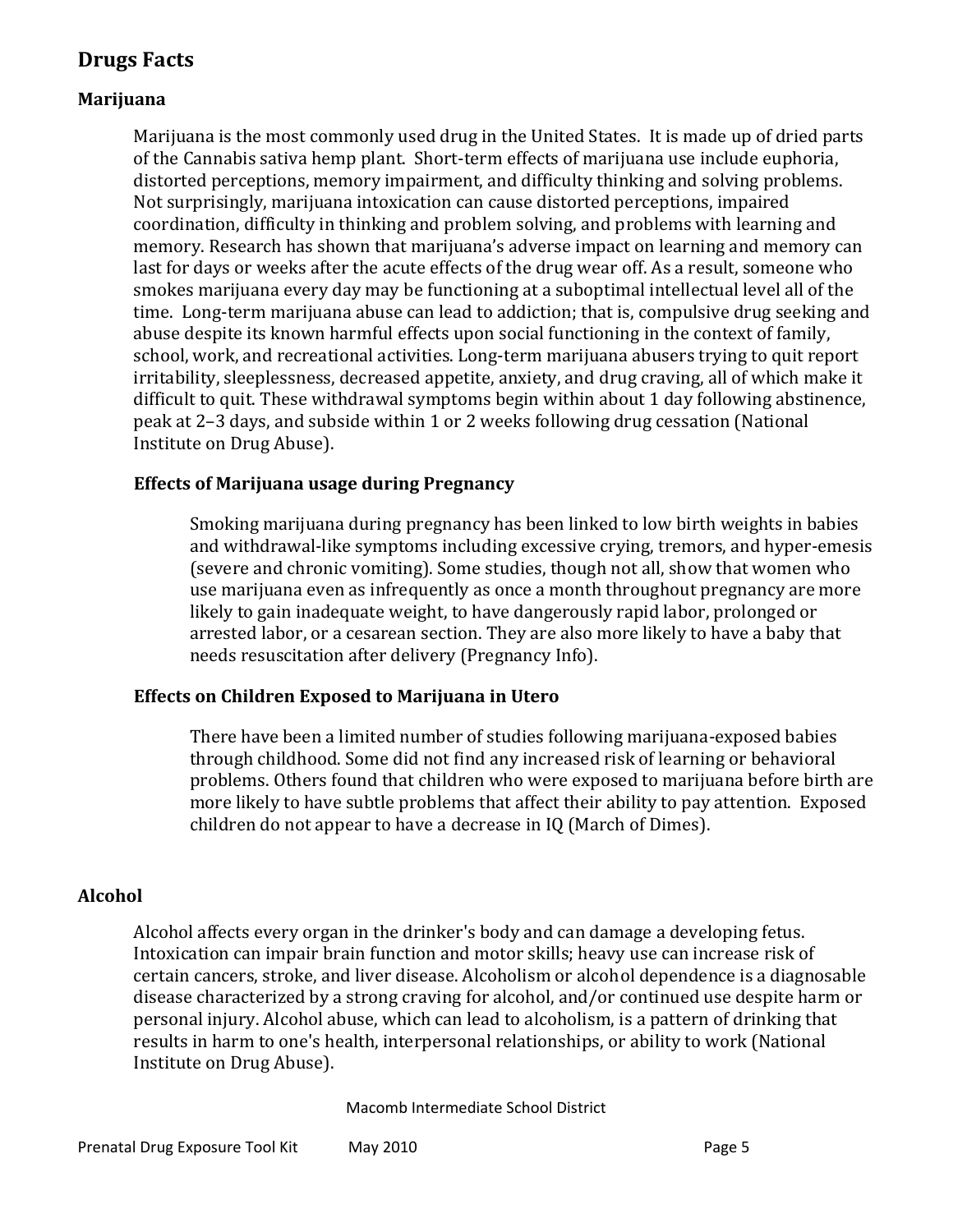## Drugs Facts

### Marijuana

Marijuana is the most commonly used drug in the United States. It is made up of dried parts of the Cannabis sativa hemp plant. Short-term effects of marijuana use include euphoria, distorted perceptions, memory impairment, and difficulty thinking and solving problems. Not surprisingly, marijuana intoxication can cause distorted perceptions, impaired coordination, difficulty in thinking and problem solving, and problems with learning and memory. Research has shown that marijuana's adverse impact on learning and memory can last for days or weeks after the acute effects of the drug wear off. As a result, someone who smokes marijuana every day may be functioning at a suboptimal intellectual level all of the time. Long-term marijuana abuse can lead to addiction; that is, compulsive drug seeking and abuse despite its known harmful effects upon social functioning in the context of family, school, work, and recreational activities. Long-term marijuana abusers trying to quit report irritability, sleeplessness, decreased appetite, anxiety, and drug craving, all of which make it difficult to quit. These withdrawal symptoms begin within about 1 day following abstinence, peak at 2–3 days, and subside within 1 or 2 weeks following drug cessation (National Institute on Drug Abuse).

#### Effects of Marijuana usage during Pregnancy

Smoking marijuana during pregnancy has been linked to low birth weights in babies and withdrawal-like symptoms including excessive crying, tremors, and hyper-emesis (severe and chronic vomiting). Some studies, though not all, show that women who use marijuana even as infrequently as once a month throughout pregnancy are more likely to gain inadequate weight, to have dangerously rapid labor, prolonged or arrested labor, or a cesarean section. They are also more likely to have a baby that needs resuscitation after delivery (Pregnancy Info).

#### Effects on Children Exposed to Marijuana in Utero

There have been a limited number of studies following marijuana-exposed babies through childhood. Some did not find any increased risk of learning or behavioral problems. Others found that children who were exposed to marijuana before birth are more likely to have subtle problems that affect their ability to pay attention. Exposed children do not appear to have a decrease in IQ (March of Dimes).

### Alcohol

Alcohol affects every organ in the drinker's body and can damage a developing fetus. Intoxication can impair brain function and motor skills; heavy use can increase risk of certain cancers, stroke, and liver disease. Alcoholism or alcohol dependence is a diagnosable disease characterized by a strong craving for alcohol, and/or continued use despite harm or personal injury. Alcohol abuse, which can lead to alcoholism, is a pattern of drinking that results in harm to one's health, interpersonal relationships, or ability to work (National Institute on Drug Abuse).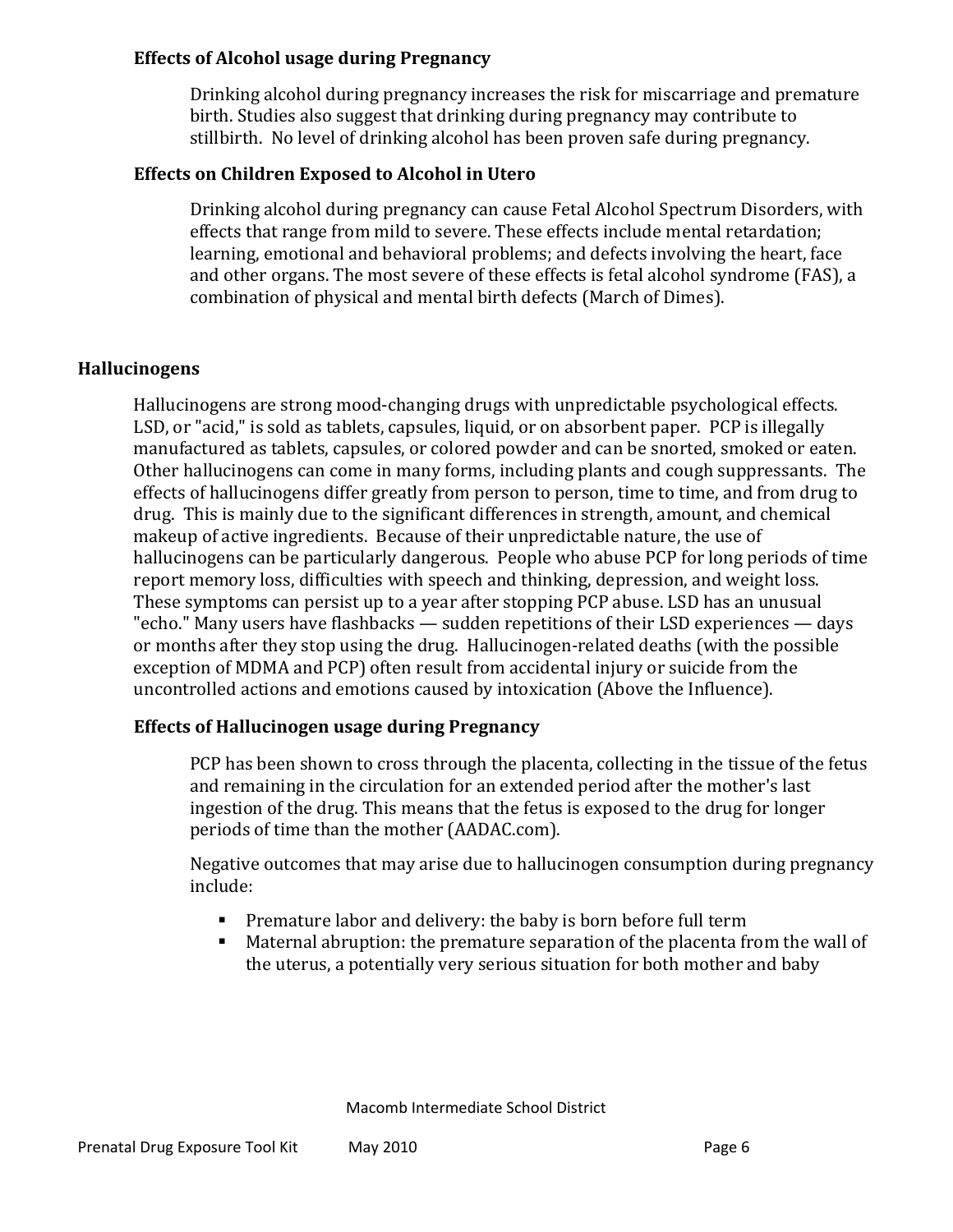### Effects of Alcohol usage during Pregnancy

Drinking alcohol during pregnancy increases the risk for miscarriage and premature birth. Studies also suggest that drinking during pregnancy may contribute to stillbirth. No level of drinking alcohol has been proven safe during pregnancy.

### Effects on Children Exposed to Alcohol in Utero

Drinking alcohol during pregnancy can cause Fetal Alcohol Spectrum Disorders, with effects that range from mild to severe. These effects include mental retardation; learning, emotional and behavioral problems; and defects involving the heart, face and other organs. The most severe of these effects is fetal alcohol syndrome (FAS), a combination of physical and mental birth defects (March of Dimes).

## Hallucinogens

Hallucinogens are strong mood-changing drugs with unpredictable psychological effects. LSD, or "acid," is sold as tablets, capsules, liquid, or on absorbent paper. PCP is illegally manufactured as tablets, capsules, or colored powder and can be snorted, smoked or eaten. Other hallucinogens can come in many forms, including plants and cough suppressants. The effects of hallucinogens differ greatly from person to person, time to time, and from drug to drug. This is mainly due to the significant differences in strength, amount, and chemical makeup of active ingredients. Because of their unpredictable nature, the use of hallucinogens can be particularly dangerous. People who abuse PCP for long periods of time report memory loss, difficulties with speech and thinking, depression, and weight loss. These symptoms can persist up to a year after stopping PCP abuse. LSD has an unusual "echo." Many users have flashbacks — sudden repetitions of their LSD experiences — days or months after they stop using the drug. Hallucinogen-related deaths (with the possible exception of MDMA and PCP) often result from accidental injury or suicide from the uncontrolled actions and emotions caused by intoxication (Above the Influence).

### Effects of Hallucinogen usage during Pregnancy

PCP has been shown to cross through the placenta, collecting in the tissue of the fetus and remaining in the circulation for an extended period after the mother's last ingestion of the drug. This means that the fetus is exposed to the drug for longer periods of time than the mother (AADAC.com).

Negative outcomes that may arise due to hallucinogen consumption during pregnancy include:

- Premature labor and delivery: the baby is born before full term
- Maternal abruption: the premature separation of the placenta from the wall of the uterus, a potentially very serious situation for both mother and baby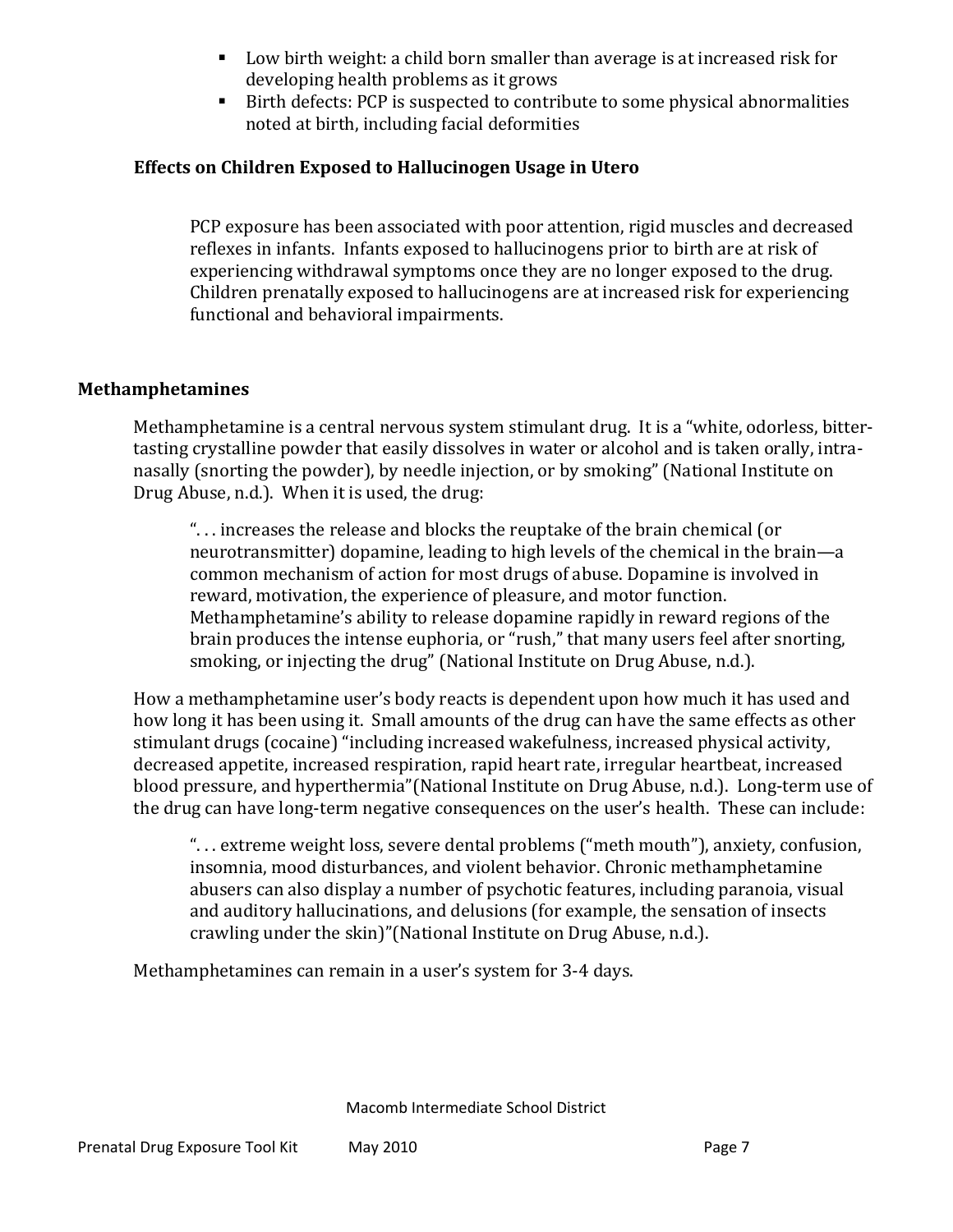- Low birth weight: a child born smaller than average is at increased risk for developing health problems as it grows
- Birth defects: PCP is suspected to contribute to some physical abnormalities noted at birth, including facial deformities

### Effects on Children Exposed to Hallucinogen Usage in Utero

PCP exposure has been associated with poor attention, rigid muscles and decreased reflexes in infants. Infants exposed to hallucinogens prior to birth are at risk of experiencing withdrawal symptoms once they are no longer exposed to the drug. Children prenatally exposed to hallucinogens are at increased risk for experiencing functional and behavioral impairments.

## Methamphetamines

Methamphetamine is a central nervous system stimulant drug. It is a "white, odorless, bitter-tasting crystalline powder that easily dissolves in water or alcohol and is taken orally, intra-nasally (snorting the powder), by needle injection, or by smoking" (National Institute on Drug Abuse, n.d.). When it is used, the drug:

> ". . . increases the release and blocks the reuptake of the brain chemical (or neurotransmitter) dopamine, leading to high levels of the chemical in the brain—a common mechanism of action for most drugs of abuse. Dopamine is involved in reward, motivation, the experience of pleasure, and motor function. Methamphetamine's ability to release dopamine rapidly in reward regions of the brain produces the intense euphoria, or "rush," that many users feel after snorting, smoking, or injecting the drug" (National Institute on Drug Abuse, n.d.).

How a methamphetamine user's body reacts is dependent upon how much it has used and how long it has been using it. Small amounts of the drug can have the same effects as other stimulant drugs (cocaine) "including increased wakefulness, increased physical activity, decreased appetite, increased respiration, rapid heart rate, irregular heartbeat, increased blood pressure, and hyperthermia"(National Institute on Drug Abuse, n.d.). Long-term use of the drug can have long-term negative consequences on the user's health. These can include:

> ". . . extreme weight loss, severe dental problems ("meth mouth"), anxiety, confusion, insomnia, mood disturbances, and violent behavior. Chronic methamphetamine abusers can also display a number of psychotic features, including paranoia, visual and auditory hallucinations, and delusions (for example, the sensation of insects crawling under the skin)"(National Institute on Drug Abuse, n.d.).

Methamphetamines can remain in a user's system for 3-4 days.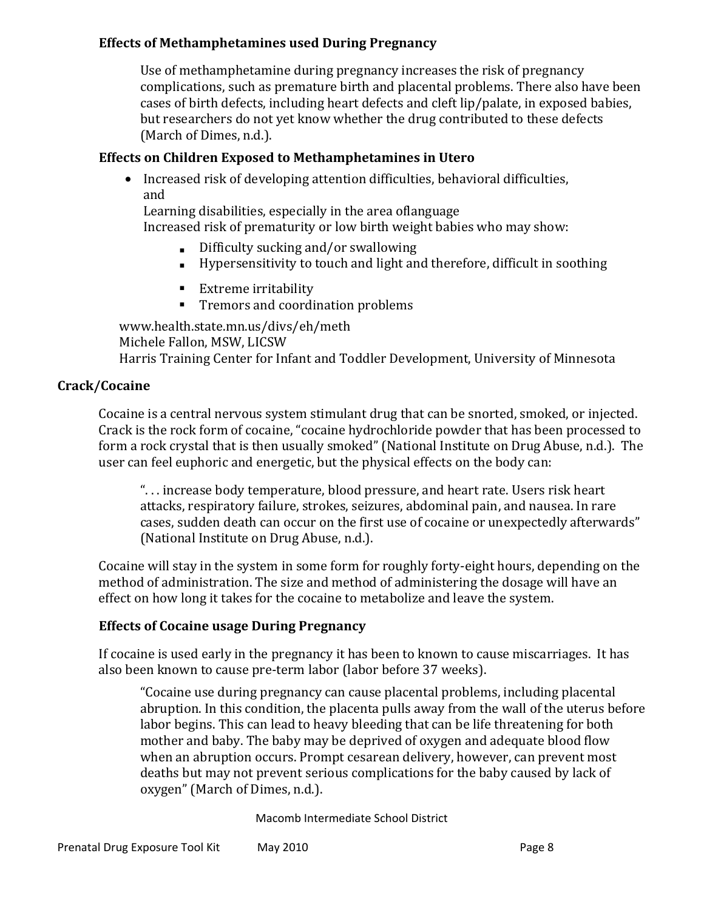### Effects of Methamphetamines used During Pregnancy

Use of methamphetamine during pregnancy increases the risk of pregnancy complications, such as premature birth and placental problems. There also have been cases of birth defects, including heart defects and cleft lip/palate, in exposed babies, but researchers do not yet know whether the drug contributed to these defects (March of Dimes, n.d.).

### Effects on Children Exposed to Methamphetamines in Utero

- Increased risk of developing attention difficulties, behavioral difficulties, and
  Learning disabilities, especially in the area oflanguage
  Increased risk of prematurity or low birth weight babies who may show:
  - Difficulty sucking and/or swallowing
  - Hypersensitivity to touch and light and therefore, difficult in soothing
  - Extreme irritability
  - Tremors and coordination problems

www.health.state.mn.us/divs/eh/meth
Michele Fallon, MSW, LICSW
Harris Training Center for Infant and Toddler Development, University of Minnesota

## Crack/Cocaine

Cocaine is a central nervous system stimulant drug that can be snorted, smoked, or injected. Crack is the rock form of cocaine, "cocaine hydrochloride powder that has been processed to form a rock crystal that is then usually smoked" (National Institute on Drug Abuse, n.d.). The user can feel euphoric and energetic, but the physical effects on the body can:

> ". . . increase body temperature, blood pressure, and heart rate. Users risk heart attacks, respiratory failure, strokes, seizures, abdominal pain, and nausea. In rare cases, sudden death can occur on the first use of cocaine or unexpectedly afterwards" (National Institute on Drug Abuse, n.d.).

Cocaine will stay in the system in some form for roughly forty-eight hours, depending on the method of administration. The size and method of administering the dosage will have an effect on how long it takes for the cocaine to metabolize and leave the system.

### Effects of Cocaine usage During Pregnancy

If cocaine is used early in the pregnancy it has been to known to cause miscarriages. It has also been known to cause pre-term labor (labor before 37 weeks).

> "Cocaine use during pregnancy can cause placental problems, including placental abruption. In this condition, the placenta pulls away from the wall of the uterus before labor begins. This can lead to heavy bleeding that can be life threatening for both mother and baby. The baby may be deprived of oxygen and adequate blood flow when an abruption occurs. Prompt cesarean delivery, however, can prevent most deaths but may not prevent serious complications for the baby caused by lack of oxygen" (March of Dimes, n.d.).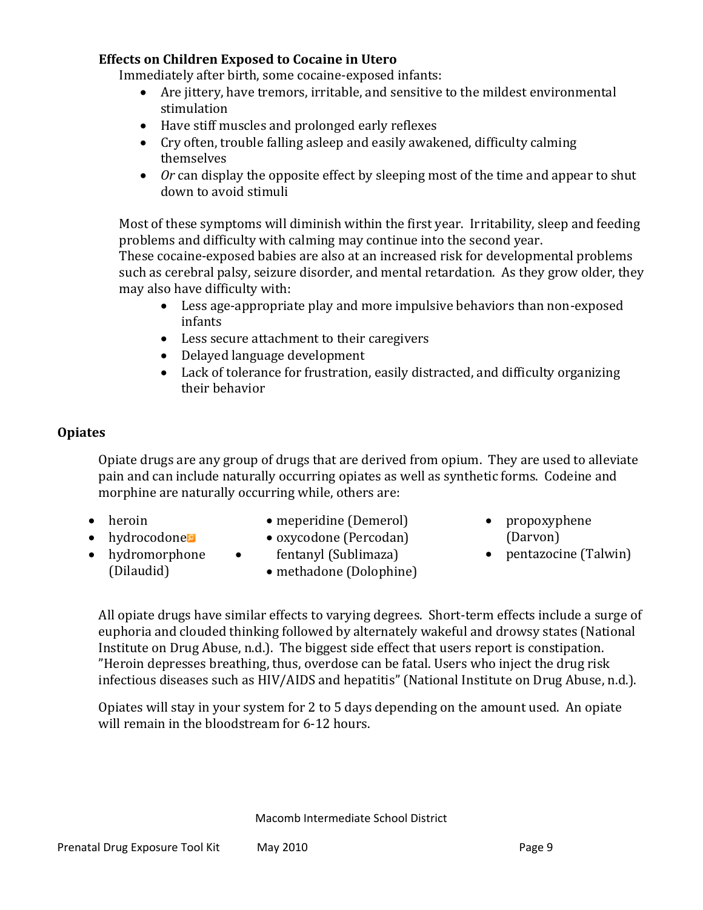### Effects on Children Exposed to Cocaine in Utero

Immediately after birth, some cocaine-exposed infants:

- Are jittery, have tremors, irritable, and sensitive to the mildest environmental stimulation
- Have stiff muscles and prolonged early reflexes
- Cry often, trouble falling asleep and easily awakened, difficulty calming themselves
- *Or* can display the opposite effect by sleeping most of the time and appear to shut down to avoid stimuli

Most of these symptoms will diminish within the first year. Irritability, sleep and feeding problems and difficulty with calming may continue into the second year.
These cocaine-exposed babies are also at an increased risk for developmental problems such as cerebral palsy, seizure disorder, and mental retardation. As they grow older, they may also have difficulty with:

- Less age-appropriate play and more impulsive behaviors than non-exposed infants
- Less secure attachment to their caregivers
- Delayed language development
- Lack of tolerance for frustration, easily distracted, and difficulty organizing their behavior

## Opiates

Opiate drugs are any group of drugs that are derived from opium. They are used to alleviate pain and can include naturally occurring opiates as well as synthetic forms. Codeine and morphine are naturally occurring while, others are:

- heroin
- hydrocodone
- hydromorphone (Dilaudid)
- meperidine (Demerol)
- oxycodone (Percodan)
- fentanyl (Sublimaza)
- methadone (Dolophine)
- propoxyphene (Darvon)
- pentazocine (Talwin)

All opiate drugs have similar effects to varying degrees. Short-term effects include a surge of euphoria and clouded thinking followed by alternately wakeful and drowsy states (National Institute on Drug Abuse, n.d.). The biggest side effect that users report is constipation. "Heroin depresses breathing, thus, overdose can be fatal. Users who inject the drug risk infectious diseases such as HIV/AIDS and hepatitis" (National Institute on Drug Abuse, n.d.).

Opiates will stay in your system for 2 to 5 days depending on the amount used. An opiate will remain in the bloodstream for 6-12 hours.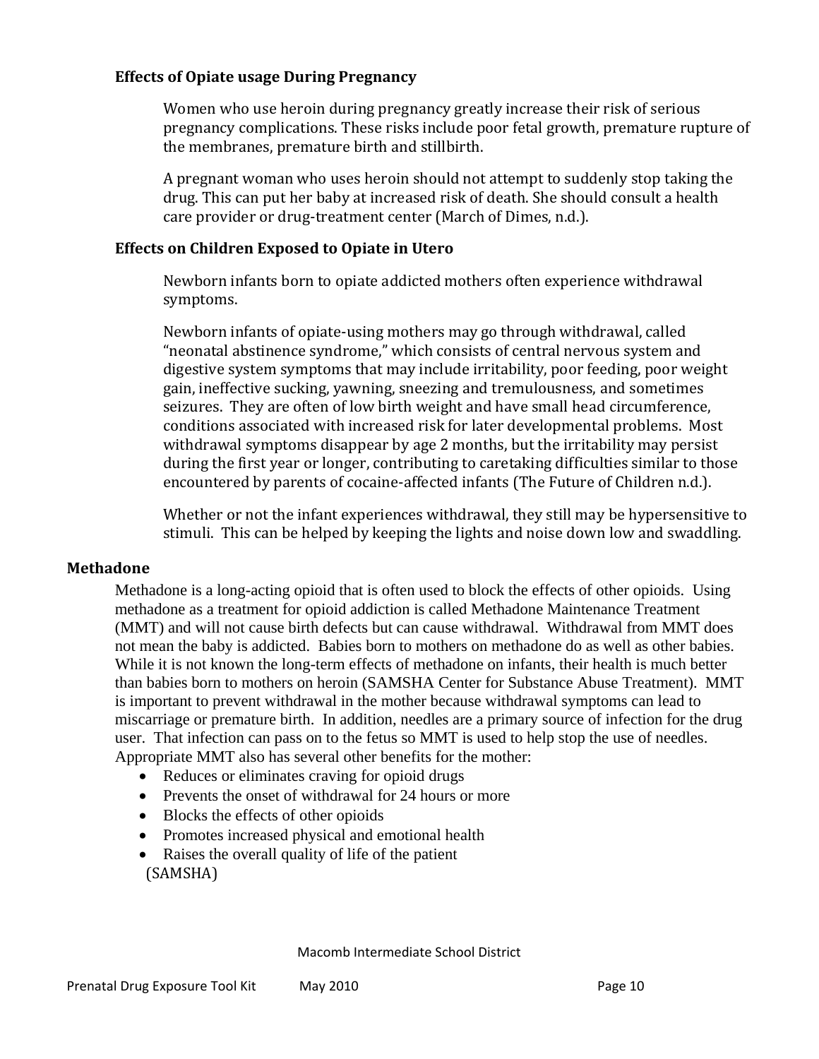### Effects of Opiate usage During Pregnancy

Women who use heroin during pregnancy greatly increase their risk of serious pregnancy complications. These risks include poor fetal growth, premature rupture of the membranes, premature birth and stillbirth.

A pregnant woman who uses heroin should not attempt to suddenly stop taking the drug. This can put her baby at increased risk of death. She should consult a health care provider or drug-treatment center (March of Dimes, n.d.).

### Effects on Children Exposed to Opiate in Utero

Newborn infants born to opiate addicted mothers often experience withdrawal symptoms.

Newborn infants of opiate-using mothers may go through withdrawal, called "neonatal abstinence syndrome," which consists of central nervous system and digestive system symptoms that may include irritability, poor feeding, poor weight gain, ineffective sucking, yawning, sneezing and tremulousness, and sometimes seizures. They are often of low birth weight and have small head circumference, conditions associated with increased risk for later developmental problems. Most withdrawal symptoms disappear by age 2 months, but the irritability may persist during the first year or longer, contributing to caretaking difficulties similar to those encountered by parents of cocaine-affected infants (The Future of Children n.d.).

Whether or not the infant experiences withdrawal, they still may be hypersensitive to stimuli. This can be helped by keeping the lights and noise down low and swaddling.

## Methadone

Methadone is a long-acting opioid that is often used to block the effects of other opioids. Using methadone as a treatment for opioid addiction is called Methadone Maintenance Treatment (MMT) and will not cause birth defects but can cause withdrawal. Withdrawal from MMT does not mean the baby is addicted. Babies born to mothers on methadone do as well as other babies. While it is not known the long-term effects of methadone on infants, their health is much better than babies born to mothers on heroin (SAMSHA Center for Substance Abuse Treatment). MMT is important to prevent withdrawal in the mother because withdrawal symptoms can lead to miscarriage or premature birth. In addition, needles are a primary source of infection for the drug user. That infection can pass on to the fetus so MMT is used to help stop the use of needles. Appropriate MMT also has several other benefits for the mother:

- Reduces or eliminates craving for opioid drugs
- Prevents the onset of withdrawal for 24 hours or more
- Blocks the effects of other opioids
- Promotes increased physical and emotional health
- Raises the overall quality of life of the patient

(SAMSHA)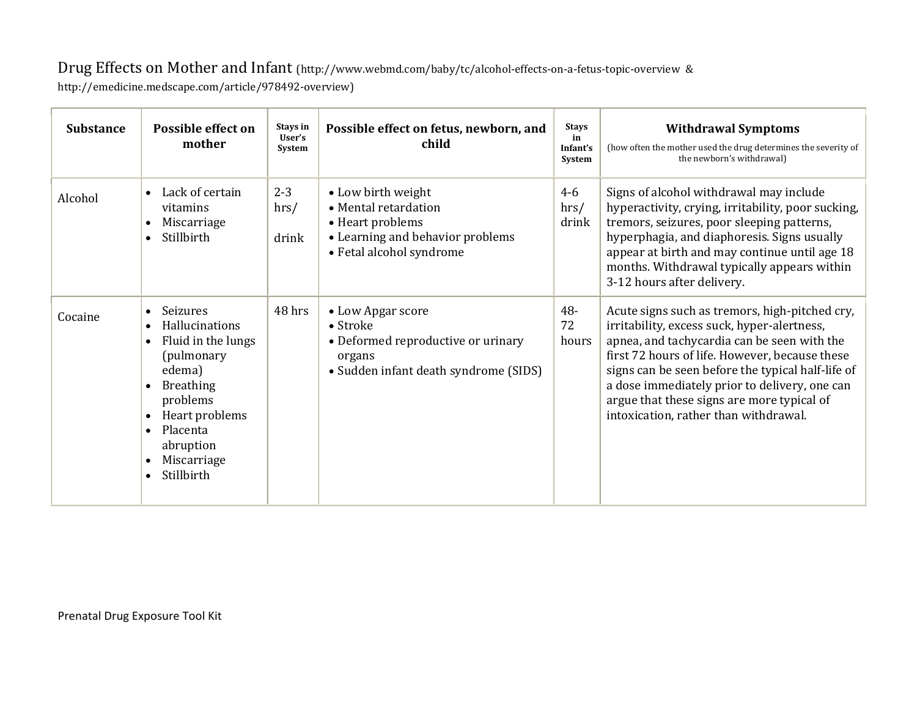Drug Effects on Mother and Infant (http://www.webmd.com/baby/tc/alcohol-effects-on-a-fetus-topic-overview & http://emedicine.medscape.com/article/978492-overview)

| Substance | Possible effect on mother | Stays in User's System | Possible effect on fetus, newborn, and child | Stays in Infant's System | Withdrawal Symptoms (how often the mother used the drug determines the severity of the newborn's withdrawal) |
|---|---|---|---|---|---|
| Alcohol | • Lack of certain vitamins<br>• Miscarriage<br>• Stillbirth | 2-3 hrs/ drink | • Low birth weight<br>• Mental retardation<br>• Heart problems<br>• Learning and behavior problems<br>• Fetal alcohol syndrome | 4-6 hrs/ drink | Signs of alcohol withdrawal may include hyperactivity, crying, irritability, poor sucking, tremors, seizures, poor sleeping patterns, hyperphagia, and diaphoresis. Signs usually appear at birth and may continue until age 18 months. Withdrawal typically appears within 3-12 hours after delivery. |
| Cocaine | • Seizures<br>• Hallucinations<br>• Fluid in the lungs (pulmonary edema)<br>• Breathing problems<br>• Heart problems<br>• Placenta abruption<br>• Miscarriage<br>• Stillbirth | 48 hrs | • Low Apgar score<br>• Stroke<br>• Deformed reproductive or urinary organs<br>• Sudden infant death syndrome (SIDS) | 48-72 hours | Acute signs such as tremors, high-pitched cry, irritability, excess suck, hyper-alertness, apnea, and tachycardia can be seen with the first 72 hours of life. However, because these signs can be seen before the typical half-life of a dose immediately prior to delivery, one can argue that these signs are more typical of intoxication, rather than withdrawal. |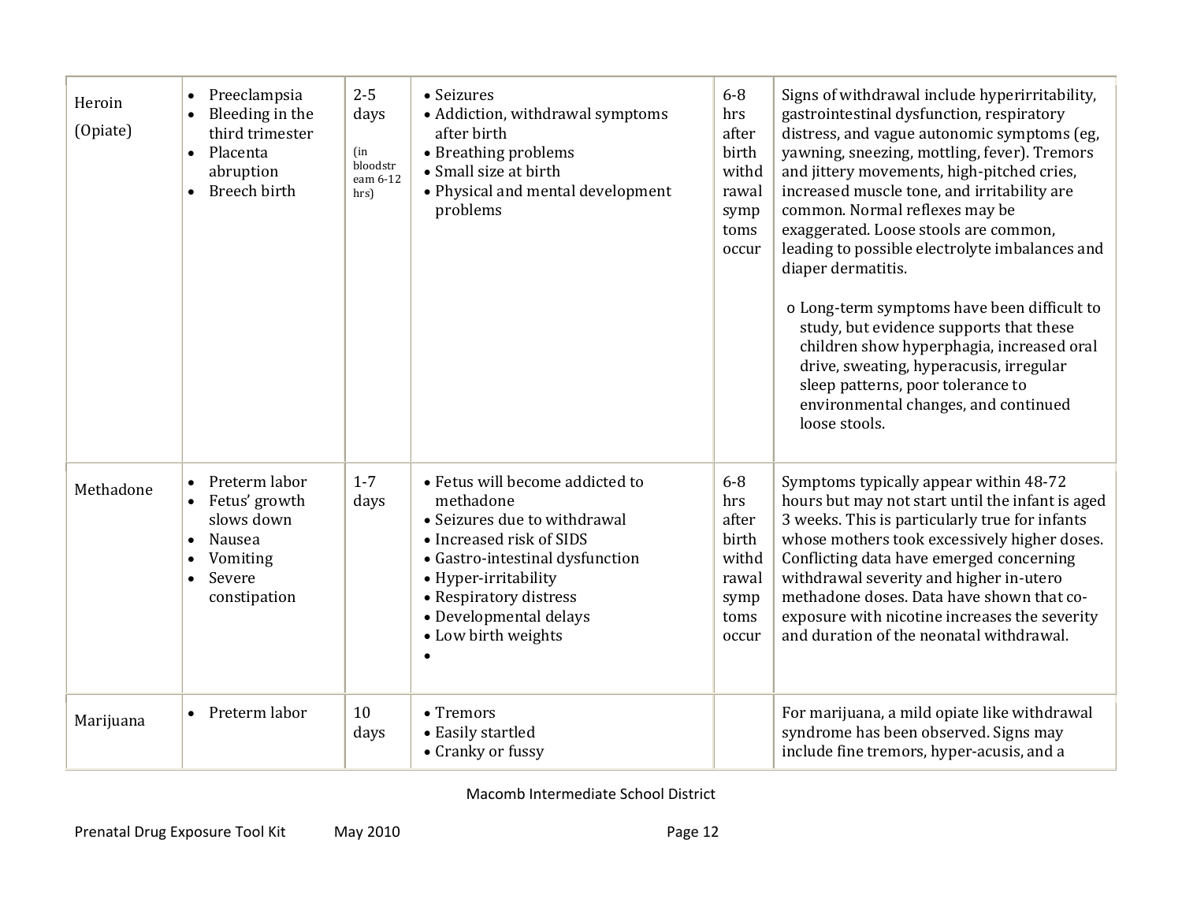| | | | | | |
|---|---|---|---|---|---|
| Heroin (Opiate) | • Preeclampsia<br>• Bleeding in the third trimester<br>• Placenta abruption<br>• Breech birth | 2-5 days<br><br>(in bloodstream 6-12 hrs) | • Seizures<br>• Addiction, withdrawal symptoms after birth<br>• Breathing problems<br>• Small size at birth<br>• Physical and mental development problems | 6-8 hrs after birth withdrawal symptoms occur | Signs of withdrawal include hyperirritability, gastrointestinal dysfunction, respiratory distress, and vague autonomic symptoms (eg, yawning, sneezing, mottling, fever). Tremors and jittery movements, high-pitched cries, increased muscle tone, and irritability are common. Normal reflexes may be exaggerated. Loose stools are common, leading to possible electrolyte imbalances and diaper dermatitis.<br><br>o Long-term symptoms have been difficult to study, but evidence supports that these children show hyperphagia, increased oral drive, sweating, hyperacusis, irregular sleep patterns, poor tolerance to environmental changes, and continued loose stools. |
| Methadone | • Preterm labor<br>• Fetus' growth slows down<br>• Nausea<br>• Vomiting<br>• Severe constipation | 1-7 days | • Fetus will become addicted to methadone<br>• Seizures due to withdrawal<br>• Increased risk of SIDS<br>• Gastro-intestinal dysfunction<br>• Hyper-irritability<br>• Respiratory distress<br>• Developmental delays<br>• Low birth weights<br>• | 6-8 hrs after birth withdrawal symptoms occur | Symptoms typically appear within 48-72 hours but may not start until the infant is aged 3 weeks. This is particularly true for infants whose mothers took excessively higher doses. Conflicting data have emerged concerning withdrawal severity and higher in-utero methadone doses. Data have shown that co-exposure with nicotine increases the severity and duration of the neonatal withdrawal. |
| Marijuana | • Preterm labor | 10 days | • Tremors<br>• Easily startled<br>• Cranky or fussy | | For marijuana, a mild opiate like withdrawal syndrome has been observed. Signs may include fine tremors, hyper-acusis, and a |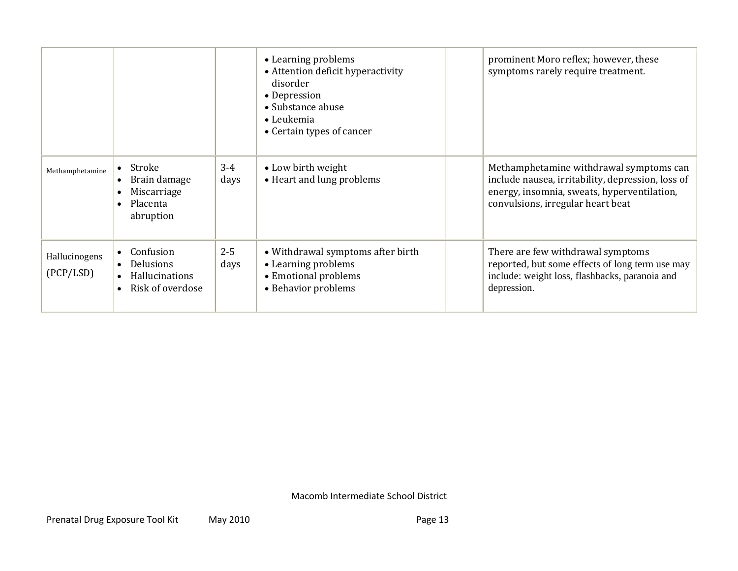| | | | | | |
|---|---|---|---|---|---|
| | | | • Learning problems<br>• Attention deficit hyperactivity disorder<br>• Depression<br>• Substance abuse<br>• Leukemia<br>• Certain types of cancer | | prominent Moro reflex; however, these symptoms rarely require treatment. |
| Methamphetamine | • Stroke<br>• Brain damage<br>• Miscarriage<br>• Placenta abruption | 3-4 days | • Low birth weight<br>• Heart and lung problems | | Methamphetamine withdrawal symptoms can include nausea, irritability, depression, loss of energy, insomnia, sweats, hyperventilation, convulsions, irregular heart beat |
| Hallucinogens (PCP/LSD) | • Confusion<br>• Delusions<br>• Hallucinations<br>• Risk of overdose | 2-5 days | • Withdrawal symptoms after birth<br>• Learning problems<br>• Emotional problems<br>• Behavior problems | | There are few withdrawal symptoms reported, but some effects of long term use may include: weight loss, flashbacks, paranoia and depression. |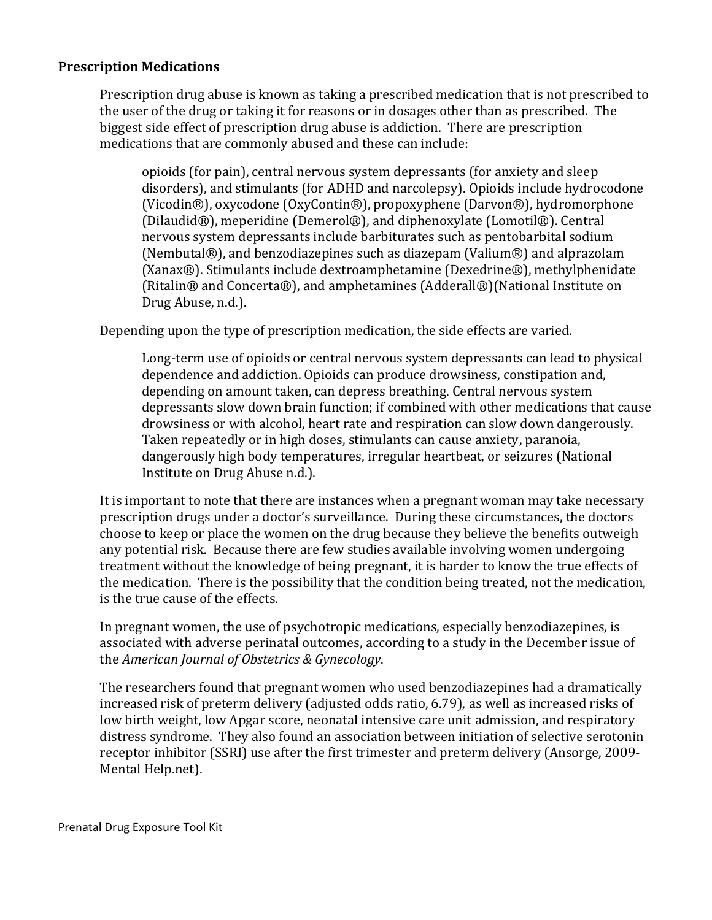**Prescription Medications**

Prescription drug abuse is known as taking a prescribed medication that is not prescribed to the user of the drug or taking it for reasons or in dosages other than as prescribed. The biggest side effect of prescription drug abuse is addiction. There are prescription medications that are commonly abused and these can include:

> opioids (for pain), central nervous system depressants (for anxiety and sleep disorders), and stimulants (for ADHD and narcolepsy). Opioids include hydrocodone (Vicodin®), oxycodone (OxyContin®), propoxyphene (Darvon®), hydromorphone (Dilaudid®), meperidine (Demerol®), and diphenoxylate (Lomotil®). Central nervous system depressants include barbiturates such as pentobarbital sodium (Nembutal®), and benzodiazepines such as diazepam (Valium®) and alprazolam (Xanax®). Stimulants include dextroamphetamine (Dexedrine®), methylphenidate (Ritalin® and Concerta®), and amphetamines (Adderall®)(National Institute on Drug Abuse, n.d.).

Depending upon the type of prescription medication, the side effects are varied.

> Long-term use of opioids or central nervous system depressants can lead to physical dependence and addiction. Opioids can produce drowsiness, constipation and, depending on amount taken, can depress breathing. Central nervous system depressants slow down brain function; if combined with other medications that cause drowsiness or with alcohol, heart rate and respiration can slow down dangerously. Taken repeatedly or in high doses, stimulants can cause anxiety, paranoia, dangerously high body temperatures, irregular heartbeat, or seizures (National Institute on Drug Abuse n.d.).

It is important to note that there are instances when a pregnant woman may take necessary prescription drugs under a doctor's surveillance. During these circumstances, the doctors choose to keep or place the women on the drug because they believe the benefits outweigh any potential risk. Because there are few studies available involving women undergoing treatment without the knowledge of being pregnant, it is harder to know the true effects of the medication. There is the possibility that the condition being treated, not the medication, is the true cause of the effects.

In pregnant women, the use of psychotropic medications, especially benzodiazepines, is associated with adverse perinatal outcomes, according to a study in the December issue of the *American Journal of Obstetrics & Gynecology*.

The researchers found that pregnant women who used benzodiazepines had a dramatically increased risk of preterm delivery (adjusted odds ratio, 6.79), as well as increased risks of low birth weight, low Apgar score, neonatal intensive care unit admission, and respiratory distress syndrome. They also found an association between initiation of selective serotonin receptor inhibitor (SSRI) use after the first trimester and preterm delivery (Ansorge, 2009- Mental Help.net).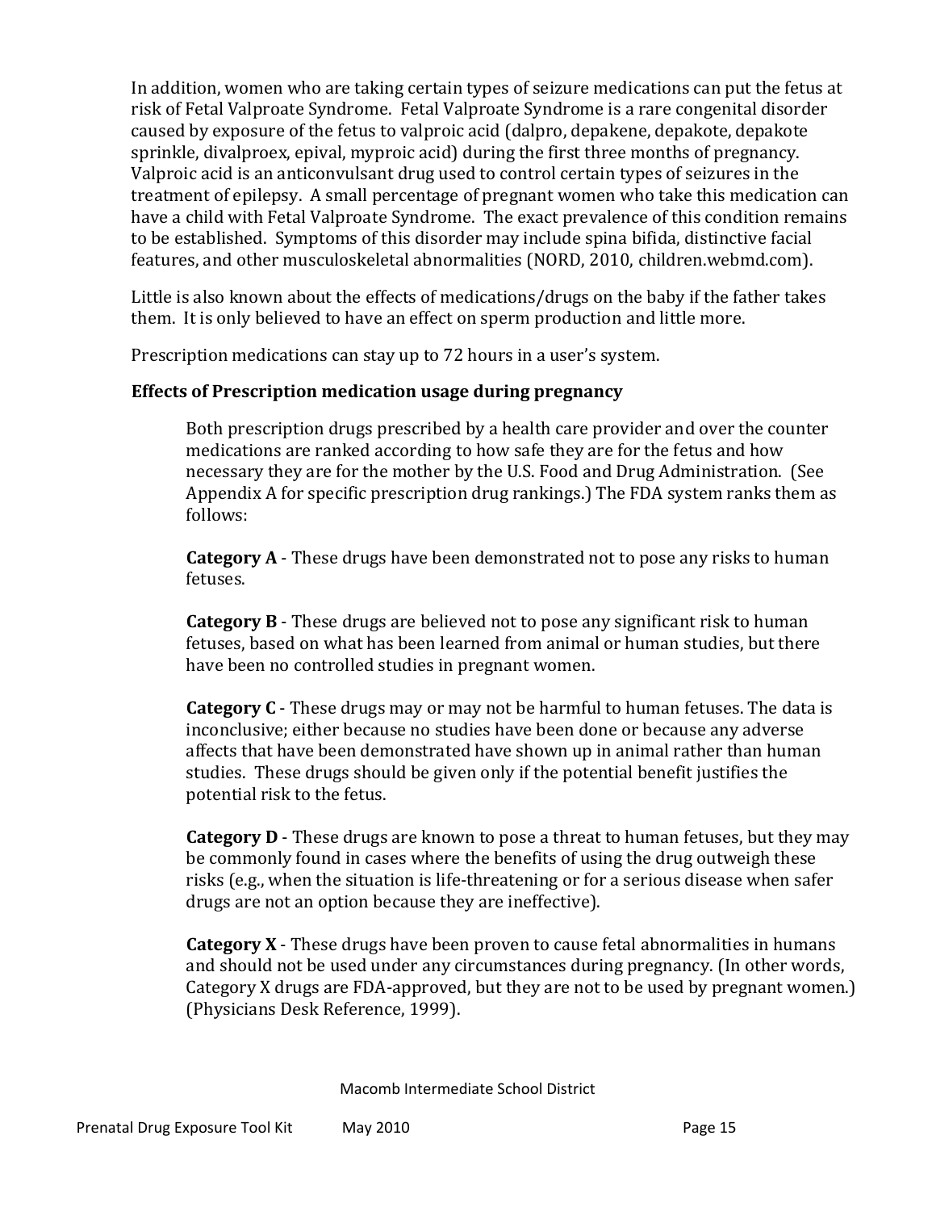In addition, women who are taking certain types of seizure medications can put the fetus at risk of Fetal Valproate Syndrome. Fetal Valproate Syndrome is a rare congenital disorder caused by exposure of the fetus to valproic acid (dalpro, depakene, depakote, depakote sprinkle, divalproex, epival, myproic acid) during the first three months of pregnancy. Valproic acid is an anticonvulsant drug used to control certain types of seizures in the treatment of epilepsy. A small percentage of pregnant women who take this medication can have a child with Fetal Valproate Syndrome. The exact prevalence of this condition remains to be established. Symptoms of this disorder may include spina bifida, distinctive facial features, and other musculoskeletal abnormalities (NORD, 2010, children.webmd.com).

Little is also known about the effects of medications/drugs on the baby if the father takes them. It is only believed to have an effect on sperm production and little more.

Prescription medications can stay up to 72 hours in a user's system.

### Effects of Prescription medication usage during pregnancy

Both prescription drugs prescribed by a health care provider and over the counter medications are ranked according to how safe they are for the fetus and how necessary they are for the mother by the U.S. Food and Drug Administration. (See Appendix A for specific prescription drug rankings.) The FDA system ranks them as follows:

**Category A** - These drugs have been demonstrated not to pose any risks to human fetuses.

**Category B** - These drugs are believed not to pose any significant risk to human fetuses, based on what has been learned from animal or human studies, but there have been no controlled studies in pregnant women.

**Category C** - These drugs may or may not be harmful to human fetuses. The data is inconclusive; either because no studies have been done or because any adverse affects that have been demonstrated have shown up in animal rather than human studies. These drugs should be given only if the potential benefit justifies the potential risk to the fetus.

**Category D** - These drugs are known to pose a threat to human fetuses, but they may be commonly found in cases where the benefits of using the drug outweigh these risks (e.g., when the situation is life-threatening or for a serious disease when safer drugs are not an option because they are ineffective).

**Category X** - These drugs have been proven to cause fetal abnormalities in humans and should not be used under any circumstances during pregnancy. (In other words, Category X drugs are FDA-approved, but they are not to be used by pregnant women.) (Physicians Desk Reference, 1999).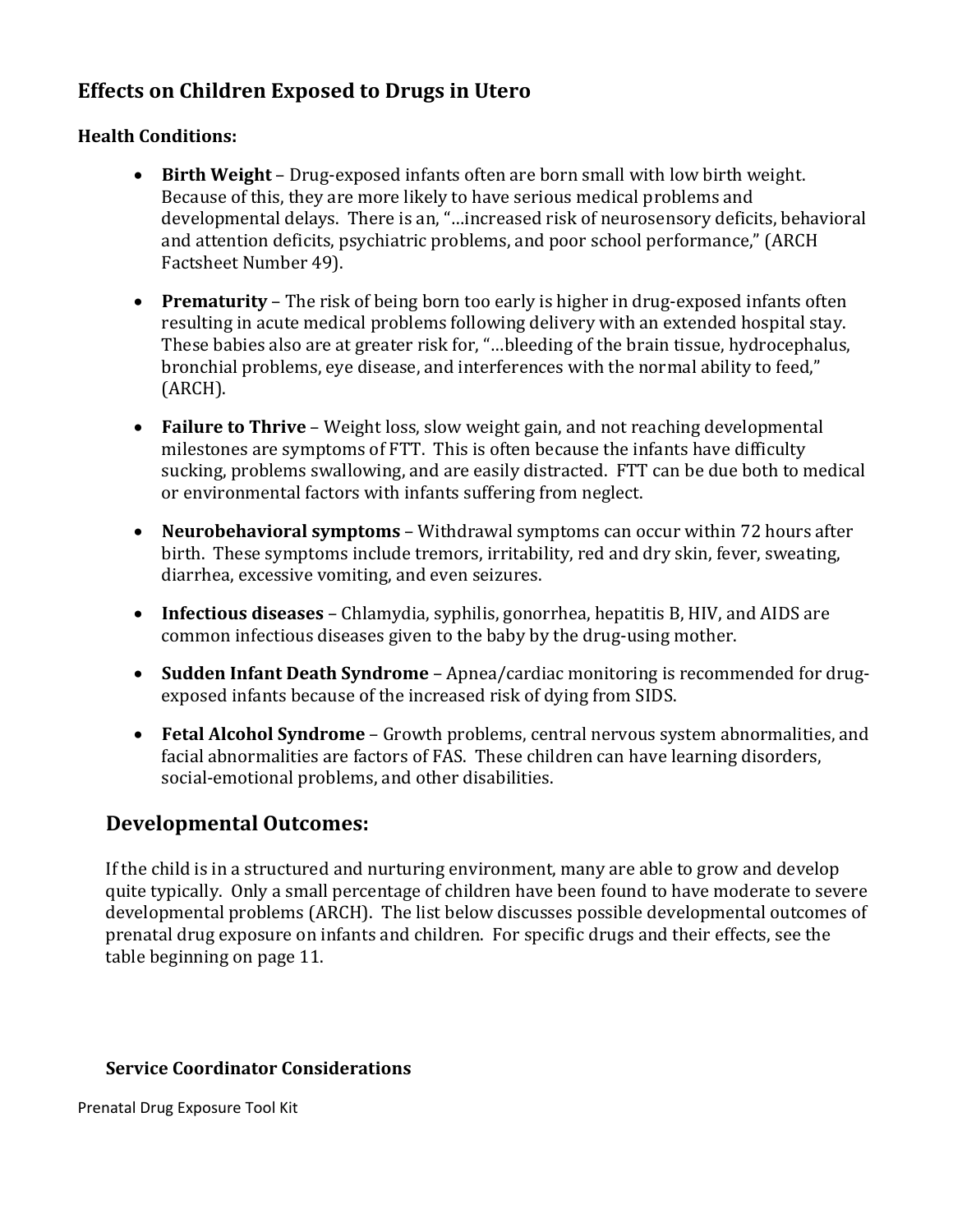## Effects on Children Exposed to Drugs in Utero

### Health Conditions:

- **Birth Weight** – Drug-exposed infants often are born small with low birth weight. Because of this, they are more likely to have serious medical problems and developmental delays. There is an, "…increased risk of neurosensory deficits, behavioral and attention deficits, psychiatric problems, and poor school performance," (ARCH Factsheet Number 49).
- **Prematurity** – The risk of being born too early is higher in drug-exposed infants often resulting in acute medical problems following delivery with an extended hospital stay. These babies also are at greater risk for, "…bleeding of the brain tissue, hydrocephalus, bronchial problems, eye disease, and interferences with the normal ability to feed," (ARCH).
- **Failure to Thrive** – Weight loss, slow weight gain, and not reaching developmental milestones are symptoms of FTT. This is often because the infants have difficulty sucking, problems swallowing, and are easily distracted. FTT can be due both to medical or environmental factors with infants suffering from neglect.
- **Neurobehavioral symptoms** – Withdrawal symptoms can occur within 72 hours after birth. These symptoms include tremors, irritability, red and dry skin, fever, sweating, diarrhea, excessive vomiting, and even seizures.
- **Infectious diseases** – Chlamydia, syphilis, gonorrhea, hepatitis B, HIV, and AIDS are common infectious diseases given to the baby by the drug-using mother.
- **Sudden Infant Death Syndrome** – Apnea/cardiac monitoring is recommended for drug-exposed infants because of the increased risk of dying from SIDS.
- **Fetal Alcohol Syndrome** – Growth problems, central nervous system abnormalities, and facial abnormalities are factors of FAS. These children can have learning disorders, social-emotional problems, and other disabilities.

## Developmental Outcomes:

If the child is in a structured and nurturing environment, many are able to grow and develop quite typically. Only a small percentage of children have been found to have moderate to severe developmental problems (ARCH). The list below discusses possible developmental outcomes of prenatal drug exposure on infants and children. For specific drugs and their effects, see the table beginning on page 11.

### Service Coordinator Considerations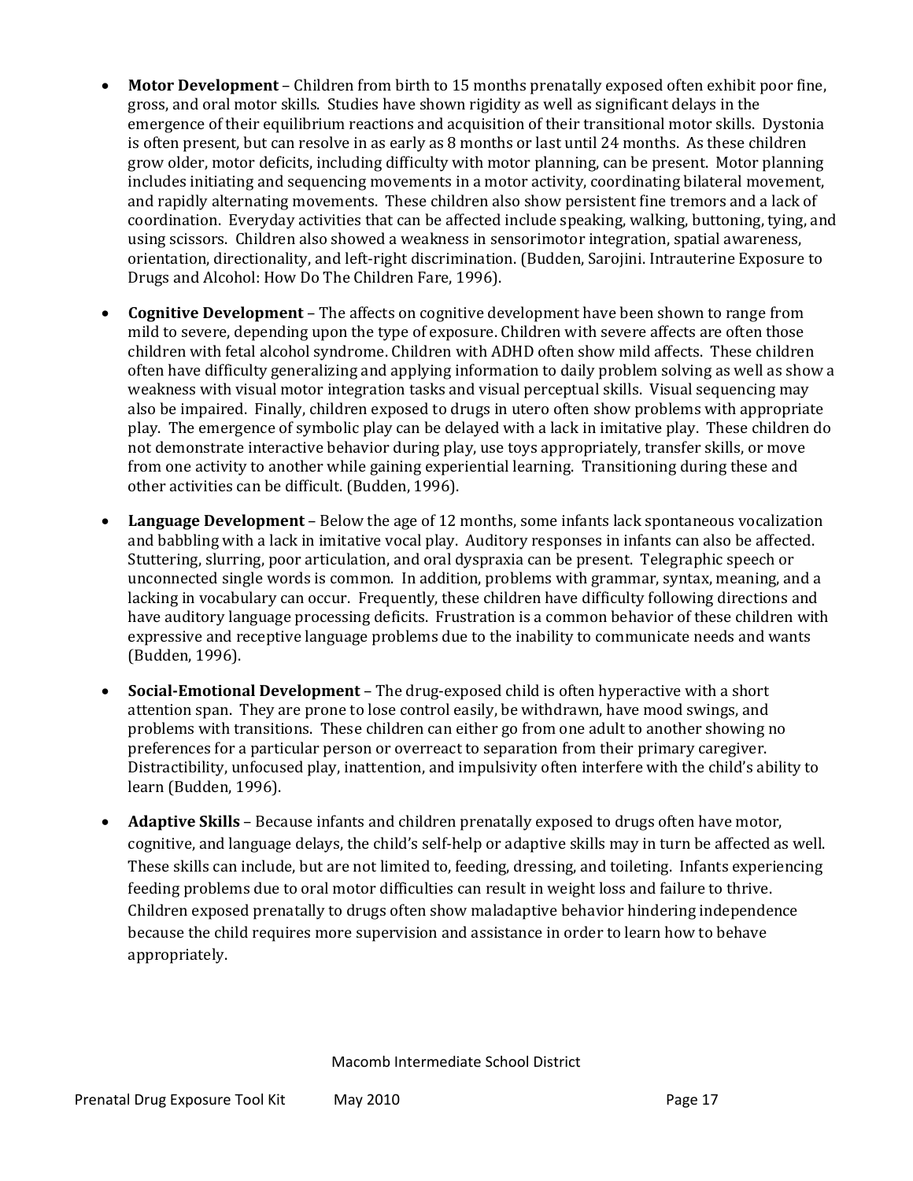- **Motor Development** – Children from birth to 15 months prenatally exposed often exhibit poor fine, gross, and oral motor skills. Studies have shown rigidity as well as significant delays in the emergence of their equilibrium reactions and acquisition of their transitional motor skills. Dystonia is often present, but can resolve in as early as 8 months or last until 24 months. As these children grow older, motor deficits, including difficulty with motor planning, can be present. Motor planning includes initiating and sequencing movements in a motor activity, coordinating bilateral movement, and rapidly alternating movements. These children also show persistent fine tremors and a lack of coordination. Everyday activities that can be affected include speaking, walking, buttoning, tying, and using scissors. Children also showed a weakness in sensorimotor integration, spatial awareness, orientation, directionality, and left-right discrimination. (Budden, Sarojini. Intrauterine Exposure to Drugs and Alcohol: How Do The Children Fare, 1996).

- **Cognitive Development** – The affects on cognitive development have been shown to range from mild to severe, depending upon the type of exposure. Children with severe affects are often those children with fetal alcohol syndrome. Children with ADHD often show mild affects. These children often have difficulty generalizing and applying information to daily problem solving as well as show a weakness with visual motor integration tasks and visual perceptual skills. Visual sequencing may also be impaired. Finally, children exposed to drugs in utero often show problems with appropriate play. The emergence of symbolic play can be delayed with a lack in imitative play. These children do not demonstrate interactive behavior during play, use toys appropriately, transfer skills, or move from one activity to another while gaining experiential learning. Transitioning during these and other activities can be difficult. (Budden, 1996).

- **Language Development** – Below the age of 12 months, some infants lack spontaneous vocalization and babbling with a lack in imitative vocal play. Auditory responses in infants can also be affected. Stuttering, slurring, poor articulation, and oral dyspraxia can be present. Telegraphic speech or unconnected single words is common. In addition, problems with grammar, syntax, meaning, and a lacking in vocabulary can occur. Frequently, these children have difficulty following directions and have auditory language processing deficits. Frustration is a common behavior of these children with expressive and receptive language problems due to the inability to communicate needs and wants (Budden, 1996).

- **Social-Emotional Development** – The drug-exposed child is often hyperactive with a short attention span. They are prone to lose control easily, be withdrawn, have mood swings, and problems with transitions. These children can either go from one adult to another showing no preferences for a particular person or overreact to separation from their primary caregiver. Distractibility, unfocused play, inattention, and impulsivity often interfere with the child's ability to learn (Budden, 1996).

- **Adaptive Skills** – Because infants and children prenatally exposed to drugs often have motor, cognitive, and language delays, the child's self-help or adaptive skills may in turn be affected as well. These skills can include, but are not limited to, feeding, dressing, and toileting. Infants experiencing feeding problems due to oral motor difficulties can result in weight loss and failure to thrive. Children exposed prenatally to drugs often show maladaptive behavior hindering independence because the child requires more supervision and assistance in order to learn how to behave appropriately.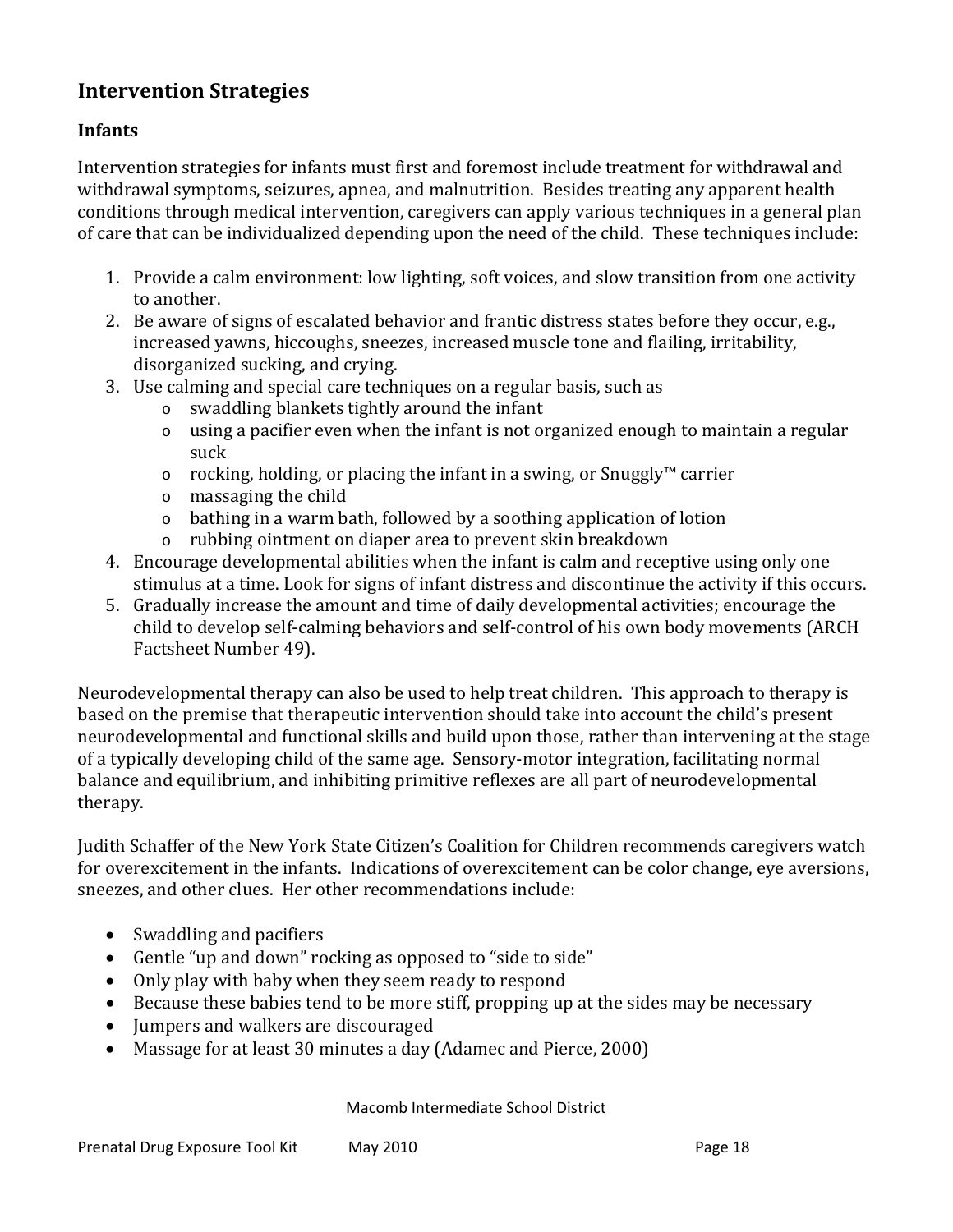## Intervention Strategies

### Infants

Intervention strategies for infants must first and foremost include treatment for withdrawal and withdrawal symptoms, seizures, apnea, and malnutrition. Besides treating any apparent health conditions through medical intervention, caregivers can apply various techniques in a general plan of care that can be individualized depending upon the need of the child. These techniques include:

1. Provide a calm environment: low lighting, soft voices, and slow transition from one activity to another.
2. Be aware of signs of escalated behavior and frantic distress states before they occur, e.g., increased yawns, hiccoughs, sneezes, increased muscle tone and flailing, irritability, disorganized sucking, and crying.
3. Use calming and special care techniques on a regular basis, such as
   - swaddling blankets tightly around the infant
   - using a pacifier even when the infant is not organized enough to maintain a regular suck
   - rocking, holding, or placing the infant in a swing, or Snuggly™ carrier
   - massaging the child
   - bathing in a warm bath, followed by a soothing application of lotion
   - rubbing ointment on diaper area to prevent skin breakdown
4. Encourage developmental abilities when the infant is calm and receptive using only one stimulus at a time. Look for signs of infant distress and discontinue the activity if this occurs.
5. Gradually increase the amount and time of daily developmental activities; encourage the child to develop self-calming behaviors and self-control of his own body movements (ARCH Factsheet Number 49).

Neurodevelopmental therapy can also be used to help treat children. This approach to therapy is based on the premise that therapeutic intervention should take into account the child's present neurodevelopmental and functional skills and build upon those, rather than intervening at the stage of a typically developing child of the same age. Sensory-motor integration, facilitating normal balance and equilibrium, and inhibiting primitive reflexes are all part of neurodevelopmental therapy.

Judith Schaffer of the New York State Citizen's Coalition for Children recommends caregivers watch for overexcitement in the infants. Indications of overexcitement can be color change, eye aversions, sneezes, and other clues. Her other recommendations include:

- Swaddling and pacifiers
- Gentle "up and down" rocking as opposed to "side to side"
- Only play with baby when they seem ready to respond
- Because these babies tend to be more stiff, propping up at the sides may be necessary
- Jumpers and walkers are discouraged
- Massage for at least 30 minutes a day (Adamec and Pierce, 2000)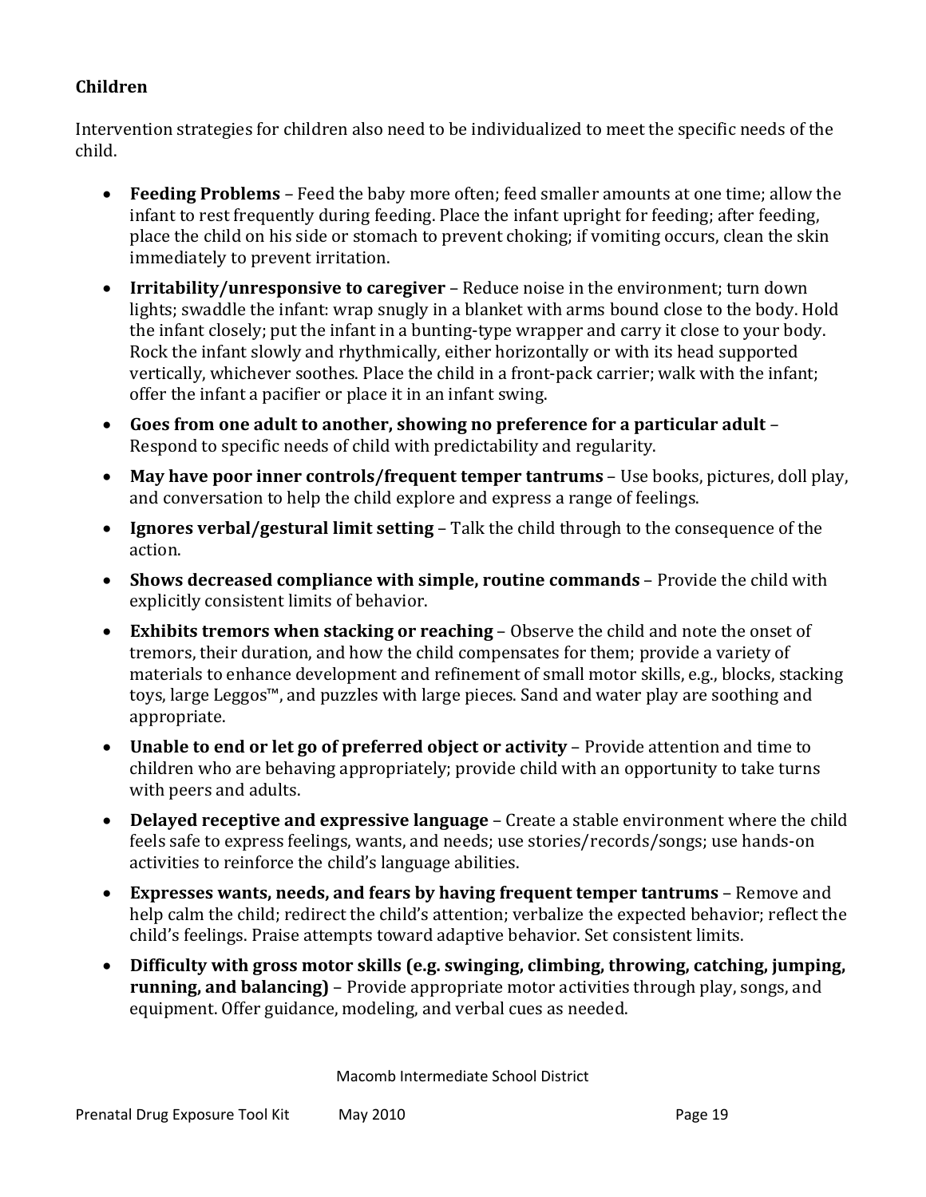### Children

Intervention strategies for children also need to be individualized to meet the specific needs of the child.

- **Feeding Problems** – Feed the baby more often; feed smaller amounts at one time; allow the infant to rest frequently during feeding. Place the infant upright for feeding; after feeding, place the child on his side or stomach to prevent choking; if vomiting occurs, clean the skin immediately to prevent irritation.
- **Irritability/unresponsive to caregiver** – Reduce noise in the environment; turn down lights; swaddle the infant: wrap snugly in a blanket with arms bound close to the body. Hold the infant closely; put the infant in a bunting-type wrapper and carry it close to your body. Rock the infant slowly and rhythmically, either horizontally or with its head supported vertically, whichever soothes. Place the child in a front-pack carrier; walk with the infant; offer the infant a pacifier or place it in an infant swing.
- **Goes from one adult to another, showing no preference for a particular adult** – Respond to specific needs of child with predictability and regularity.
- **May have poor inner controls/frequent temper tantrums** – Use books, pictures, doll play, and conversation to help the child explore and express a range of feelings.
- **Ignores verbal/gestural limit setting** – Talk the child through to the consequence of the action.
- **Shows decreased compliance with simple, routine commands** – Provide the child with explicitly consistent limits of behavior.
- **Exhibits tremors when stacking or reaching** – Observe the child and note the onset of tremors, their duration, and how the child compensates for them; provide a variety of materials to enhance development and refinement of small motor skills, e.g., blocks, stacking toys, large Leggos™, and puzzles with large pieces. Sand and water play are soothing and appropriate.
- **Unable to end or let go of preferred object or activity** – Provide attention and time to children who are behaving appropriately; provide child with an opportunity to take turns with peers and adults.
- **Delayed receptive and expressive language** – Create a stable environment where the child feels safe to express feelings, wants, and needs; use stories/records/songs; use hands-on activities to reinforce the child's language abilities.
- **Expresses wants, needs, and fears by having frequent temper tantrums** – Remove and help calm the child; redirect the child's attention; verbalize the expected behavior; reflect the child's feelings. Praise attempts toward adaptive behavior. Set consistent limits.
- **Difficulty with gross motor skills (e.g. swinging, climbing, throwing, catching, jumping, running, and balancing)** – Provide appropriate motor activities through play, songs, and equipment. Offer guidance, modeling, and verbal cues as needed.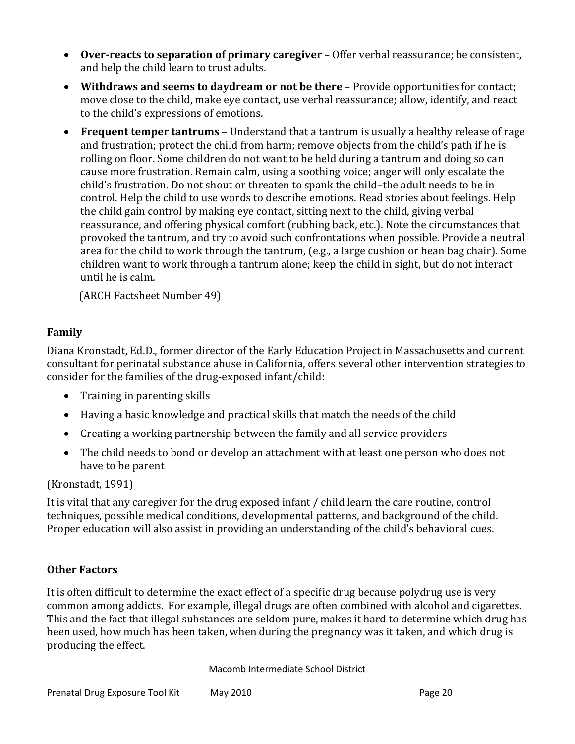- **Over-reacts to separation of primary caregiver** – Offer verbal reassurance; be consistent, and help the child learn to trust adults.
- **Withdraws and seems to daydream or not be there** – Provide opportunities for contact; move close to the child, make eye contact, use verbal reassurance; allow, identify, and react to the child's expressions of emotions.
- **Frequent temper tantrums** – Understand that a tantrum is usually a healthy release of rage and frustration; protect the child from harm; remove objects from the child's path if he is rolling on floor. Some children do not want to be held during a tantrum and doing so can cause more frustration. Remain calm, using a soothing voice; anger will only escalate the child's frustration. Do not shout or threaten to spank the child–the adult needs to be in control. Help the child to use words to describe emotions. Read stories about feelings. Help the child gain control by making eye contact, sitting next to the child, giving verbal reassurance, and offering physical comfort (rubbing back, etc.). Note the circumstances that provoked the tantrum, and try to avoid such confrontations when possible. Provide a neutral area for the child to work through the tantrum, (e.g., a large cushion or bean bag chair). Some children want to work through a tantrum alone; keep the child in sight, but do not interact until he is calm.

  (ARCH Factsheet Number 49)

### Family

Diana Kronstadt, Ed.D., former director of the Early Education Project in Massachusetts and current consultant for perinatal substance abuse in California, offers several other intervention strategies to consider for the families of the drug-exposed infant/child:

- Training in parenting skills
- Having a basic knowledge and practical skills that match the needs of the child
- Creating a working partnership between the family and all service providers
- The child needs to bond or develop an attachment with at least one person who does not have to be parent

(Kronstadt, 1991)

It is vital that any caregiver for the drug exposed infant / child learn the care routine, control techniques, possible medical conditions, developmental patterns, and background of the child. Proper education will also assist in providing an understanding of the child's behavioral cues.

### Other Factors

It is often difficult to determine the exact effect of a specific drug because polydrug use is very common among addicts. For example, illegal drugs are often combined with alcohol and cigarettes. This and the fact that illegal substances are seldom pure, makes it hard to determine which drug has been used, how much has been taken, when during the pregnancy was it taken, and which drug is producing the effect.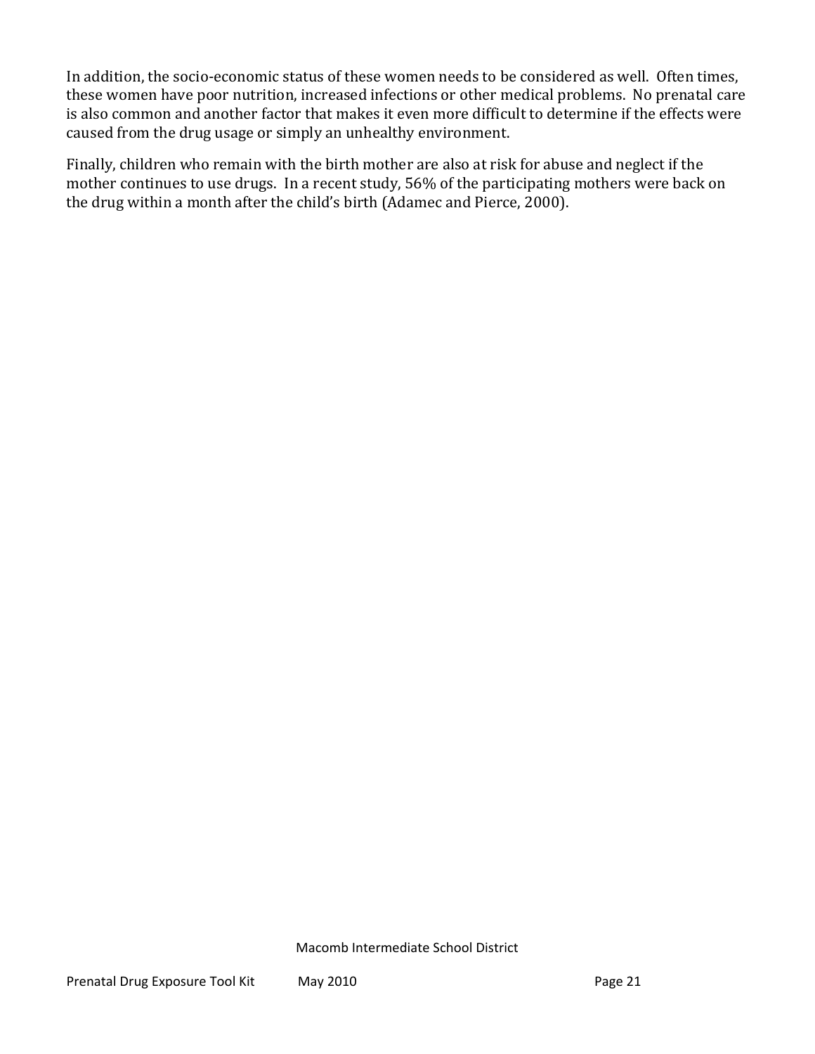In addition, the socio-economic status of these women needs to be considered as well. Often times, these women have poor nutrition, increased infections or other medical problems. No prenatal care is also common and another factor that makes it even more difficult to determine if the effects were caused from the drug usage or simply an unhealthy environment.

Finally, children who remain with the birth mother are also at risk for abuse and neglect if the mother continues to use drugs. In a recent study, 56% of the participating mothers were back on the drug within a month after the child's birth (Adamec and Pierce, 2000).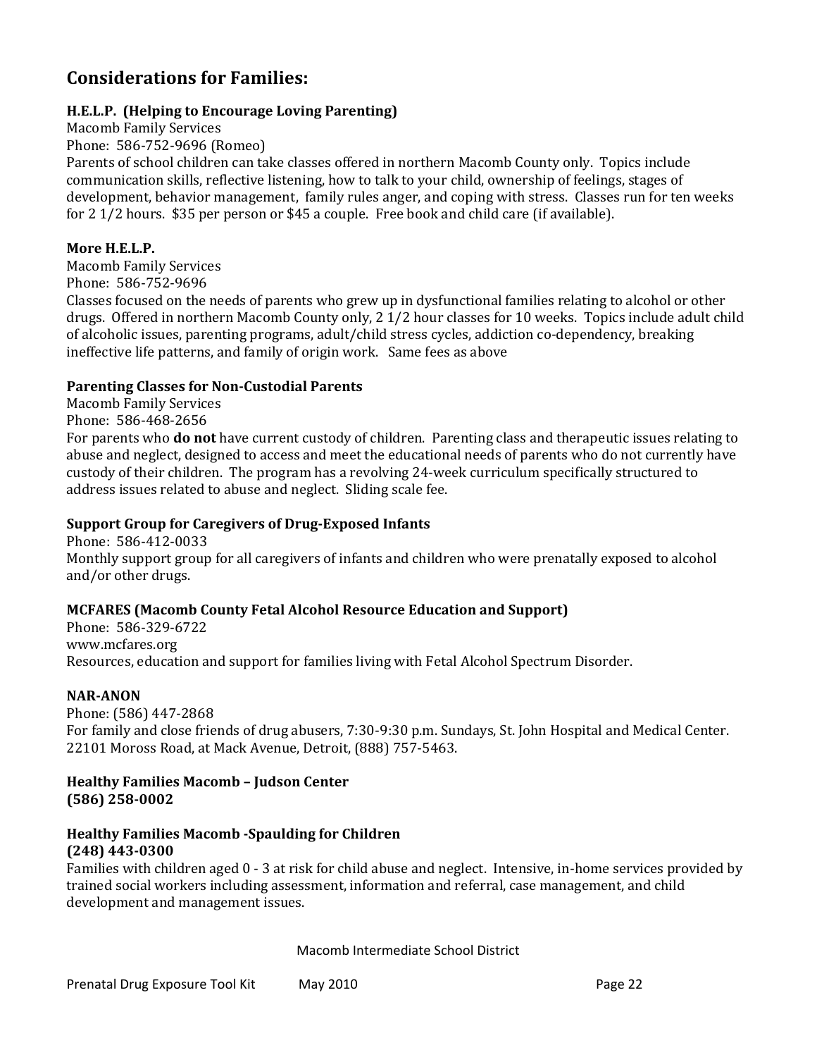## Considerations for Families:

**H.E.L.P. (Helping to Encourage Loving Parenting)**
Macomb Family Services
Phone: 586-752-9696 (Romeo)
Parents of school children can take classes offered in northern Macomb County only. Topics include communication skills, reflective listening, how to talk to your child, ownership of feelings, stages of development, behavior management, family rules anger, and coping with stress. Classes run for ten weeks for 2 1/2 hours. $35 per person or $45 a couple. Free book and child care (if available).

**More H.E.L.P.**
Macomb Family Services
Phone: 586-752-9696
Classes focused on the needs of parents who grew up in dysfunctional families relating to alcohol or other drugs. Offered in northern Macomb County only, 2 1/2 hour classes for 10 weeks. Topics include adult child of alcoholic issues, parenting programs, adult/child stress cycles, addiction co-dependency, breaking ineffective life patterns, and family of origin work. Same fees as above

**Parenting Classes for Non-Custodial Parents**
Macomb Family Services
Phone: 586-468-2656
For parents who **do not** have current custody of children. Parenting class and therapeutic issues relating to abuse and neglect, designed to access and meet the educational needs of parents who do not currently have custody of their children. The program has a revolving 24-week curriculum specifically structured to address issues related to abuse and neglect. Sliding scale fee.

**Support Group for Caregivers of Drug-Exposed Infants**
Phone: 586-412-0033
Monthly support group for all caregivers of infants and children who were prenatally exposed to alcohol and/or other drugs.

**MCFARES (Macomb County Fetal Alcohol Resource Education and Support)**
Phone: 586-329-6722
www.mcfares.org
Resources, education and support for families living with Fetal Alcohol Spectrum Disorder.

**NAR-ANON**
Phone: (586) 447-2868
For family and close friends of drug abusers, 7:30-9:30 p.m. Sundays, St. John Hospital and Medical Center. 22101 Moross Road, at Mack Avenue, Detroit, (888) 757-5463.

**Healthy Families Macomb – Judson Center**
**(586) 258-0002**

**Healthy Families Macomb -Spaulding for Children**
**(248) 443-0300**
Families with children aged 0 - 3 at risk for child abuse and neglect. Intensive, in-home services provided by trained social workers including assessment, information and referral, case management, and child development and management issues.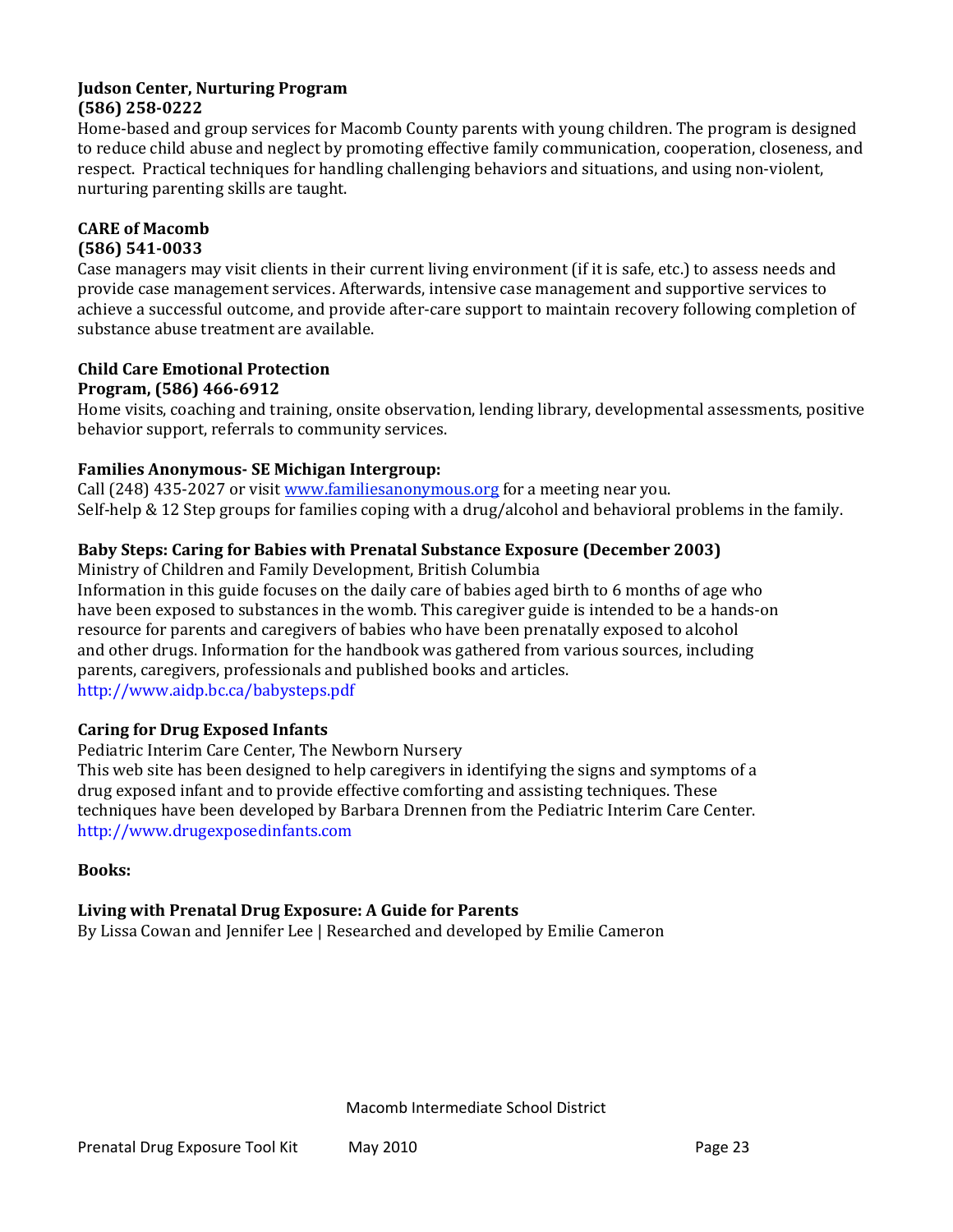**Judson Center, Nurturing Program**
**(586) 258-0222**

Home-based and group services for Macomb County parents with young children. The program is designed to reduce child abuse and neglect by promoting effective family communication, cooperation, closeness, and respect. Practical techniques for handling challenging behaviors and situations, and using non-violent, nurturing parenting skills are taught.

**CARE of Macomb**
**(586) 541-0033**

Case managers may visit clients in their current living environment (if it is safe, etc.) to assess needs and provide case management services. Afterwards, intensive case management and supportive services to achieve a successful outcome, and provide after-care support to maintain recovery following completion of substance abuse treatment are available.

**Child Care Emotional Protection**
**Program, (586) 466-6912**

Home visits, coaching and training, onsite observation, lending library, developmental assessments, positive behavior support, referrals to community services.

**Families Anonymous- SE Michigan Intergroup:**

Call (248) 435-2027 or visit www.familiesanonymous.org for a meeting near you.
Self-help & 12 Step groups for families coping with a drug/alcohol and behavioral problems in the family.

**Baby Steps: Caring for Babies with Prenatal Substance Exposure (December 2003)**

Ministry of Children and Family Development, British Columbia
Information in this guide focuses on the daily care of babies aged birth to 6 months of age who have been exposed to substances in the womb. This caregiver guide is intended to be a hands-on resource for parents and caregivers of babies who have been prenatally exposed to alcohol and other drugs. Information for the handbook was gathered from various sources, including parents, caregivers, professionals and published books and articles.
http://www.aidp.bc.ca/babysteps.pdf

**Caring for Drug Exposed Infants**

Pediatric Interim Care Center, The Newborn Nursery
This web site has been designed to help caregivers in identifying the signs and symptoms of a drug exposed infant and to provide effective comforting and assisting techniques. These techniques have been developed by Barbara Drennen from the Pediatric Interim Care Center.
http://www.drugexposedinfants.com

**Books:**

**Living with Prenatal Drug Exposure: A Guide for Parents**

By Lissa Cowan and Jennifer Lee | Researched and developed by Emilie Cameron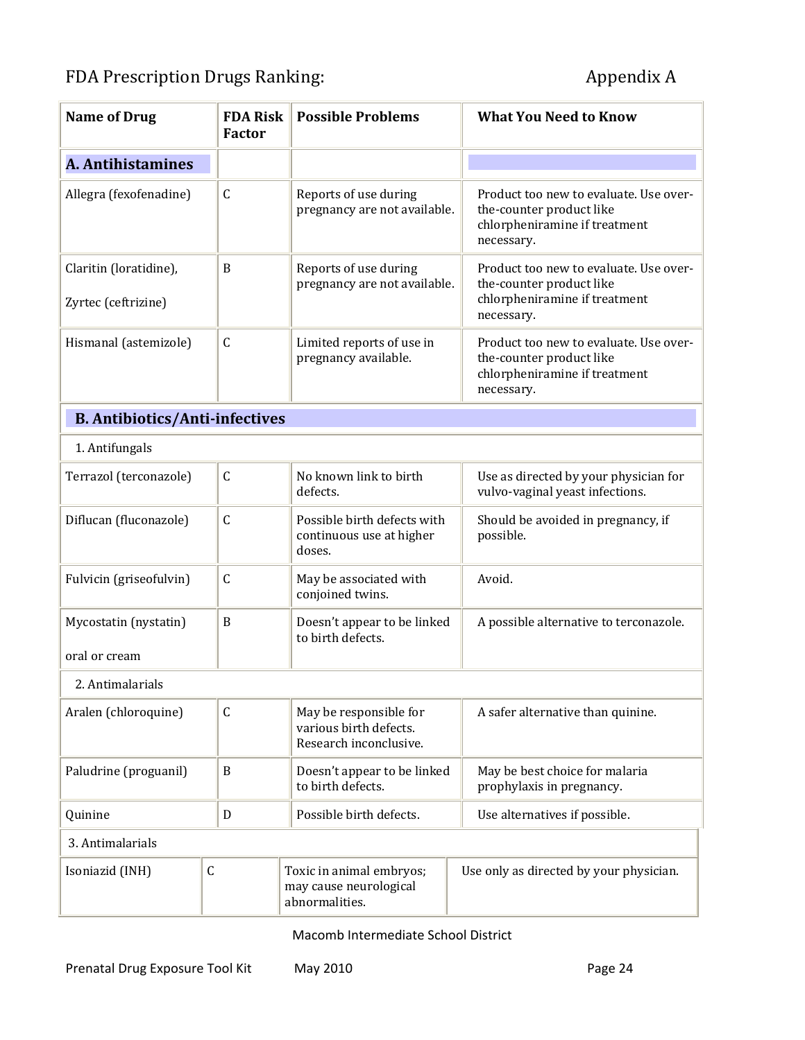FDA Prescription Drugs Ranking: Appendix A

| Name of Drug | FDA Risk Factor | Possible Problems | What You Need to Know |
|---|---|---|---|
| **A. Antihistamines** | | | |
| Allegra (fexofenadine) | C | Reports of use during pregnancy are not available. | Product too new to evaluate. Use over-the-counter product like chlorpheniramine if treatment necessary. |
| Claritin (loratidine),<br><br>Zyrtec (ceftrizine) | B | Reports of use during pregnancy are not available. | Product too new to evaluate. Use over-the-counter product like chlorpheniramine if treatment necessary. |
| Hismanal (astemizole) | C | Limited reports of use in pregnancy available. | Product too new to evaluate. Use over-the-counter product like chlorpheniramine if treatment necessary. |
| **B. Antibiotics/Anti-infectives** | | | |
| 1. Antifungals | | | |
| Terrazol (terconazole) | C | No known link to birth defects. | Use as directed by your physician for vulvo-vaginal yeast infections. |
| Diflucan (fluconazole) | C | Possible birth defects with continuous use at higher doses. | Should be avoided in pregnancy, if possible. |
| Fulvicin (griseofulvin) | C | May be associated with conjoined twins. | Avoid. |
| Mycostatin (nystatin)<br><br>oral or cream | B | Doesn't appear to be linked to birth defects. | A possible alternative to terconazole. |
| 2. Antimalarials | | | |
| Aralen (chloroquine) | C | May be responsible for various birth defects. Research inconclusive. | A safer alternative than quinine. |
| Paludrine (proguanil) | B | Doesn't appear to be linked to birth defects. | May be best choice for malaria prophylaxis in pregnancy. |
| Quinine | D | Possible birth defects. | Use alternatives if possible. |
| 3. Antimalarials | | | |
| Isoniazid (INH) | C | Toxic in animal embryos; may cause neurological abnormalities. | Use only as directed by your physician. |

Macomb Intermediate School District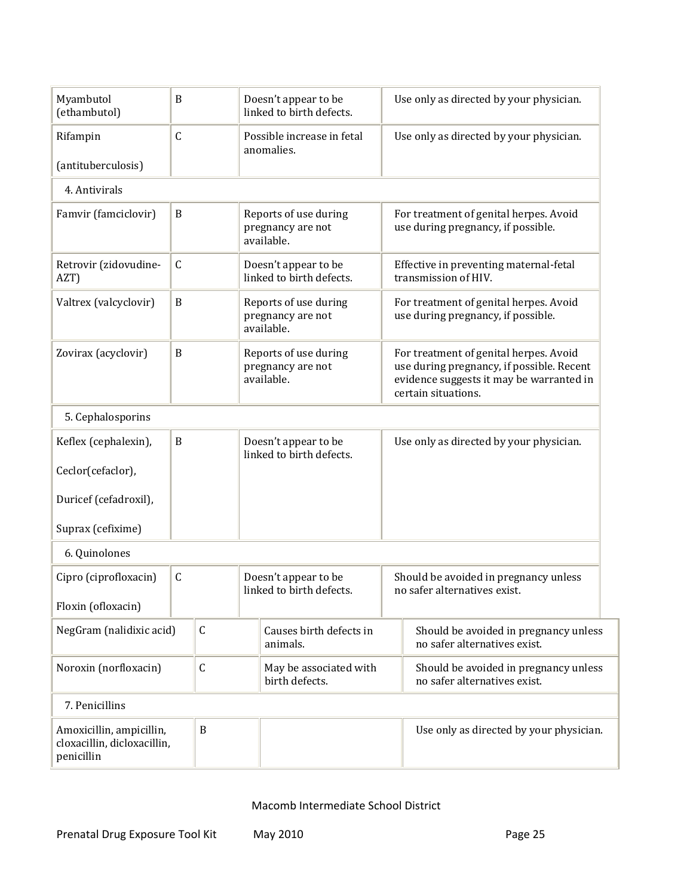| | | | |
|---|---|---|---|
| Myambutol (ethambutol) | B | Doesn't appear to be linked to birth defects. | Use only as directed by your physician. |
| Rifampin (antituberculosis) | C | Possible increase in fetal anomalies. | Use only as directed by your physician. |
| 4. Antivirals | | | |
| Famvir (famciclovir) | B | Reports of use during pregnancy are not available. | For treatment of genital herpes. Avoid use during pregnancy, if possible. |
| Retrovir (zidovudine-AZT) | C | Doesn't appear to be linked to birth defects. | Effective in preventing maternal-fetal transmission of HIV. |
| Valtrex (valcyclovir) | B | Reports of use during pregnancy are not available. | For treatment of genital herpes. Avoid use during pregnancy, if possible. |
| Zovirax (acyclovir) | B | Reports of use during pregnancy are not available. | For treatment of genital herpes. Avoid use during pregnancy, if possible. Recent evidence suggests it may be warranted in certain situations. |
| 5. Cephalosporins | | | |
| Keflex (cephalexin), Ceclor(cefaclor), Duricef (cefadroxil), Suprax (cefixime) | B | Doesn't appear to be linked to birth defects. | Use only as directed by your physician. |
| 6. Quinolones | | | |
| Cipro (ciprofloxacin) Floxin (ofloxacin) | C | Doesn't appear to be linked to birth defects. | Should be avoided in pregnancy unless no safer alternatives exist. |
| NegGram (nalidixic acid) | C | Causes birth defects in animals. | Should be avoided in pregnancy unless no safer alternatives exist. |
| Noroxin (norfloxacin) | C | May be associated with birth defects. | Should be avoided in pregnancy unless no safer alternatives exist. |
| 7. Penicillins | | | |
| Amoxicillin, ampicillin, cloxacillin, dicloxacillin, penicillin | B | | Use only as directed by your physician. |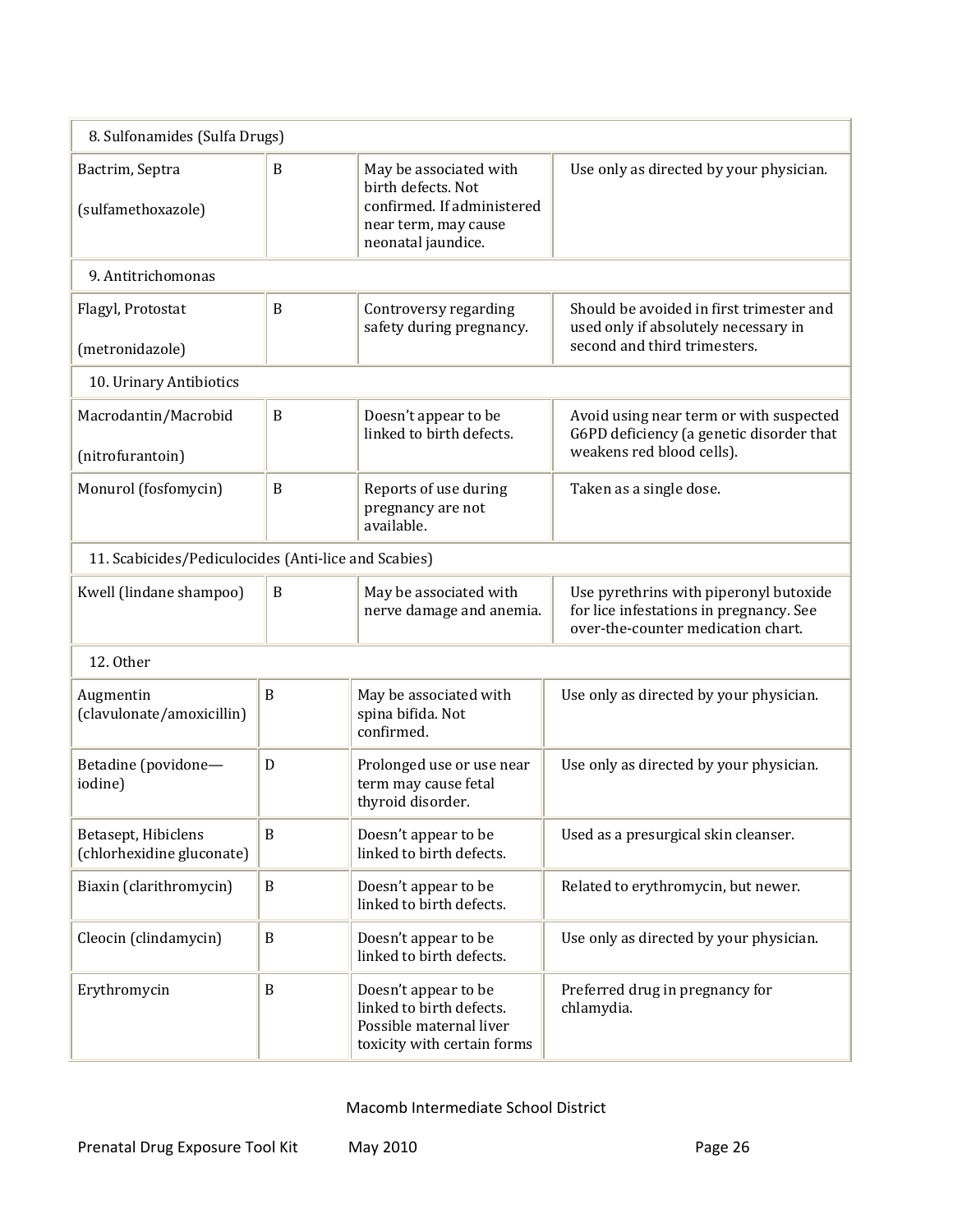| 8. Sulfonamides (Sulfa Drugs) | | | |
|---|---|---|---|
| Bactrim, Septra (sulfamethoxazole) | B | May be associated with birth defects. Not confirmed. If administered near term, may cause neonatal jaundice. | Use only as directed by your physician. |
| 9. Antitrichomonas | | | |
| Flagyl, Protostat (metronidazole) | B | Controversy regarding safety during pregnancy. | Should be avoided in first trimester and used only if absolutely necessary in second and third trimesters. |
| 10. Urinary Antibiotics | | | |
| Macrodantin/Macrobid (nitrofurantoin) | B | Doesn't appear to be linked to birth defects. | Avoid using near term or with suspected G6PD deficiency (a genetic disorder that weakens red blood cells). |
| Monurol (fosfomycin) | B | Reports of use during pregnancy are not available. | Taken as a single dose. |
| 11. Scabicides/Pediculocides (Anti-lice and Scabies) | | | |
| Kwell (lindane shampoo) | B | May be associated with nerve damage and anemia. | Use pyrethrins with piperonyl butoxide for lice infestations in pregnancy. See over-the-counter medication chart. |
| 12. Other | | | |
| Augmentin (clavulonate/amoxicillin) | B | May be associated with spina bifida. Not confirmed. | Use only as directed by your physician. |
| Betadine (povidone—iodine) | D | Prolonged use or use near term may cause fetal thyroid disorder. | Use only as directed by your physician. |
| Betasept, Hibiclens (chlorhexidine gluconate) | B | Doesn't appear to be linked to birth defects. | Used as a presurgical skin cleanser. |
| Biaxin (clarithromycin) | B | Doesn't appear to be linked to birth defects. | Related to erythromycin, but newer. |
| Cleocin (clindamycin) | B | Doesn't appear to be linked to birth defects. | Use only as directed by your physician. |
| Erythromycin | B | Doesn't appear to be linked to birth defects. Possible maternal liver toxicity with certain forms | Preferred drug in pregnancy for chlamydia. |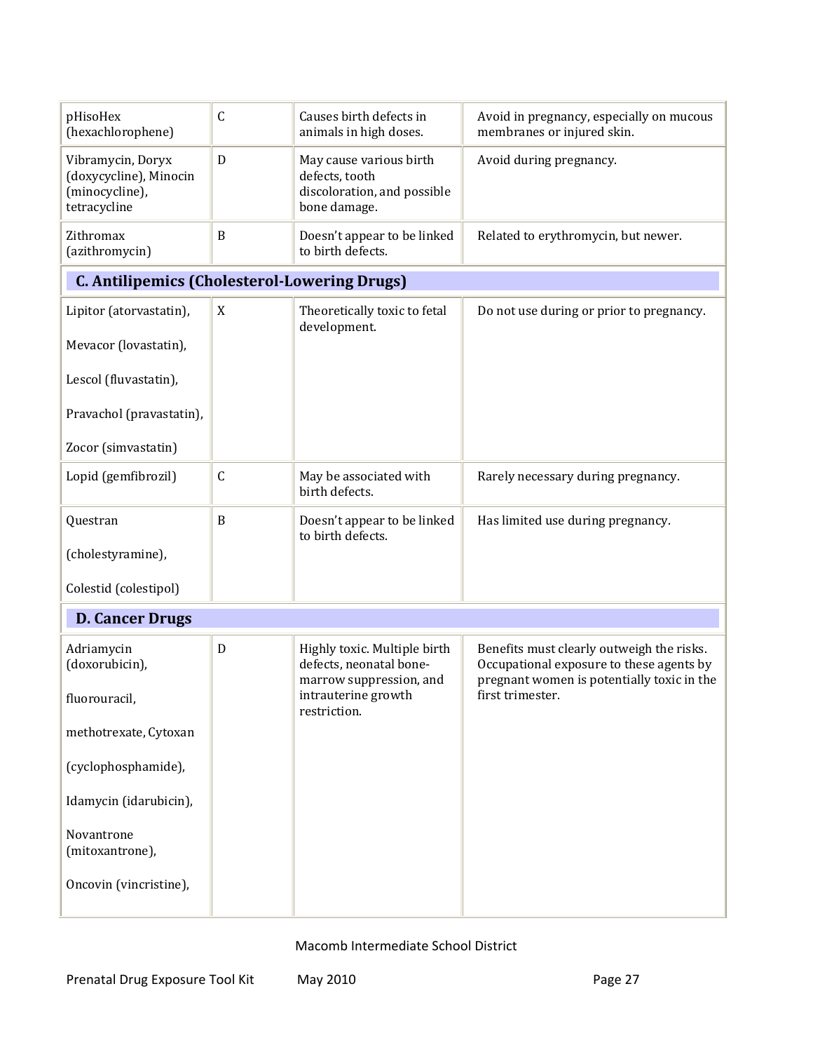| | | | |
|---|---|---|---|
| pHisoHex (hexachlorophene) | C | Causes birth defects in animals in high doses. | Avoid in pregnancy, especially on mucous membranes or injured skin. |
| Vibramycin, Doryx (doxycycline), Minocin (minocycline), tetracycline | D | May cause various birth defects, tooth discoloration, and possible bone damage. | Avoid during pregnancy. |
| Zithromax (azithromycin) | B | Doesn't appear to be linked to birth defects. | Related to erythromycin, but newer. |
| **C. Antilipemics (Cholesterol-Lowering Drugs)** | | | |
| Lipitor (atorvastatin), Mevacor (lovastatin), Lescol (fluvastatin), Pravachol (pravastatin), Zocor (simvastatin) | X | Theoretically toxic to fetal development. | Do not use during or prior to pregnancy. |
| Lopid (gemfibrozil) | C | May be associated with birth defects. | Rarely necessary during pregnancy. |
| Questran (cholestyramine), Colestid (colestipol) | B | Doesn't appear to be linked to birth defects. | Has limited use during pregnancy. |
| **D. Cancer Drugs** | | | |
| Adriamycin (doxorubicin), fluorouracil, methotrexate, Cytoxan (cyclophosphamide), Idamycin (idarubicin), Novantrone (mitoxantrone), Oncovin (vincristine), | D | Highly toxic. Multiple birth defects, neonatal bone-marrow suppression, and intrauterine growth restriction. | Benefits must clearly outweigh the risks. Occupational exposure to these agents by pregnant women is potentially toxic in the first trimester. |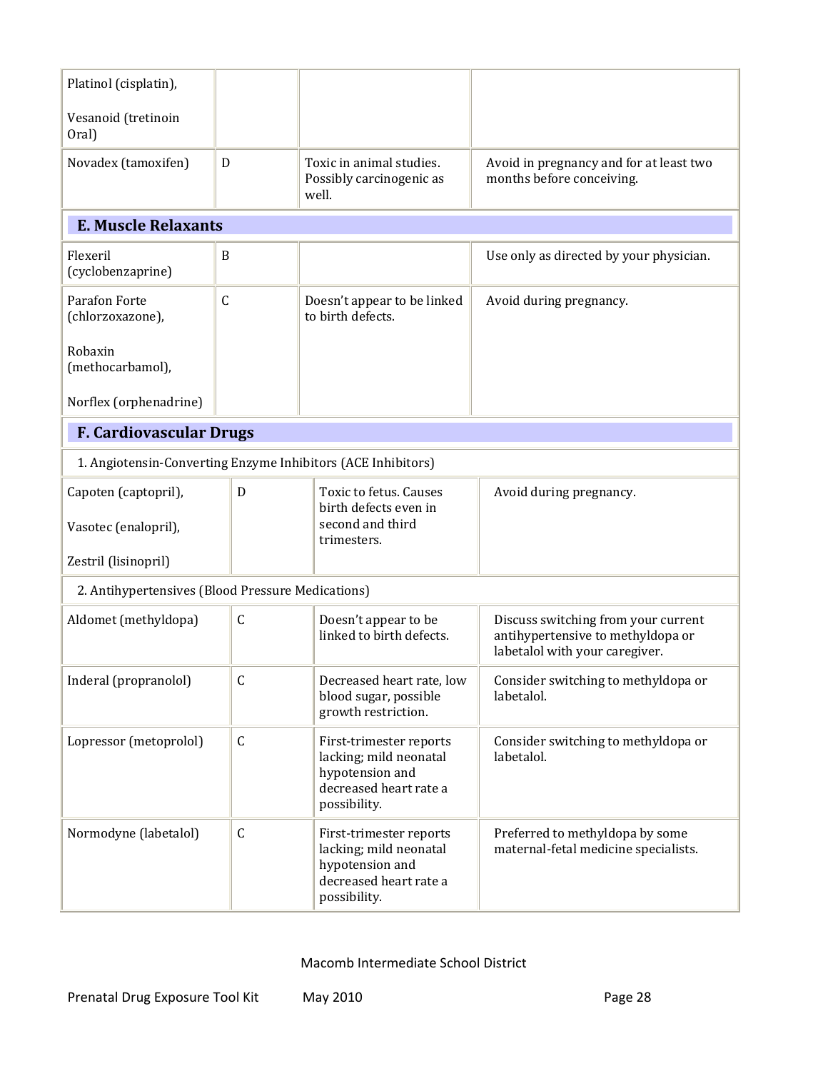| | | | |
|---|---|---|---|
| Platinol (cisplatin), Vesanoid (tretinoin Oral) | | | |
| Novadex (tamoxifen) | D | Toxic in animal studies. Possibly carcinogenic as well. | Avoid in pregnancy and for at least two months before conceiving. |
| **E. Muscle Relaxants** | | | |
| Flexeril (cyclobenzaprine) | B | | Use only as directed by your physician. |
| Parafon Forte (chlorzoxazone), Robaxin (methocarbamol), Norflex (orphenadrine) | C | Doesn't appear to be linked to birth defects. | Avoid during pregnancy. |
| **F. Cardiovascular Drugs** | | | |
| 1. Angiotensin-Converting Enzyme Inhibitors (ACE Inhibitors) | | | |
| Capoten (captopril), Vasotec (enalopril), Zestril (lisinopril) | D | Toxic to fetus. Causes birth defects even in second and third trimesters. | Avoid during pregnancy. |
| 2. Antihypertensives (Blood Pressure Medications) | | | |
| Aldomet (methyldopa) | C | Doesn't appear to be linked to birth defects. | Discuss switching from your current antihypertensive to methyldopa or labetalol with your caregiver. |
| Inderal (propranolol) | C | Decreased heart rate, low blood sugar, possible growth restriction. | Consider switching to methyldopa or labetalol. |
| Lopressor (metoprolol) | C | First-trimester reports lacking; mild neonatal hypotension and decreased heart rate a possibility. | Consider switching to methyldopa or labetalol. |
| Normodyne (labetalol) | C | First-trimester reports lacking; mild neonatal hypotension and decreased heart rate a possibility. | Preferred to methyldopa by some maternal-fetal medicine specialists. |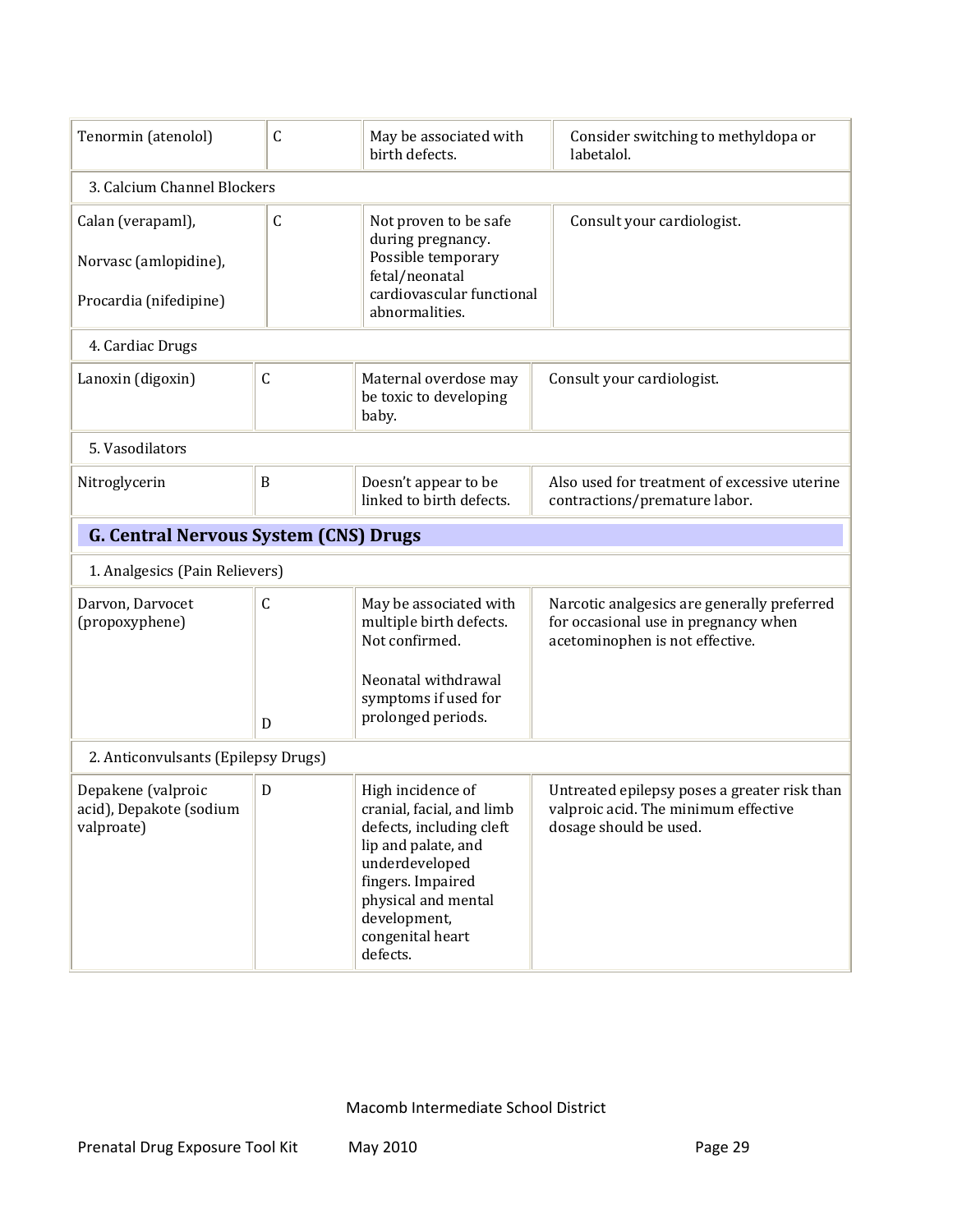| | | | |
|---|---|---|---|
| Tenormin (atenolol) | C | May be associated with birth defects. | Consider switching to methyldopa or labetalol. |
| 3. Calcium Channel Blockers | | | |
| Calan (verapaml), Norvasc (amlopidine), Procardia (nifedipine) | C | Not proven to be safe during pregnancy. Possible temporary fetal/neonatal cardiovascular functional abnormalities. | Consult your cardiologist. |
| 4. Cardiac Drugs | | | |
| Lanoxin (digoxin) | C | Maternal overdose may be toxic to developing baby. | Consult your cardiologist. |
| 5. Vasodilators | | | |
| Nitroglycerin | B | Doesn't appear to be linked to birth defects. | Also used for treatment of excessive uterine contractions/premature labor. |

## G. Central Nervous System (CNS) Drugs

| | | | |
|---|---|---|---|
| 1. Analgesics (Pain Relievers) | | | |
| Darvon, Darvocet (propoxyphene) | C<br><br>D | May be associated with multiple birth defects. Not confirmed.<br><br>Neonatal withdrawal symptoms if used for prolonged periods. | Narcotic analgesics are generally preferred for occasional use in pregnancy when acetominophen is not effective. |
| 2. Anticonvulsants (Epilepsy Drugs) | | | |
| Depakene (valproic acid), Depakote (sodium valproate) | D | High incidence of cranial, facial, and limb defects, including cleft lip and palate, and underdeveloped fingers. Impaired physical and mental development, congenital heart defects. | Untreated epilepsy poses a greater risk than valproic acid. The minimum effective dosage should be used. |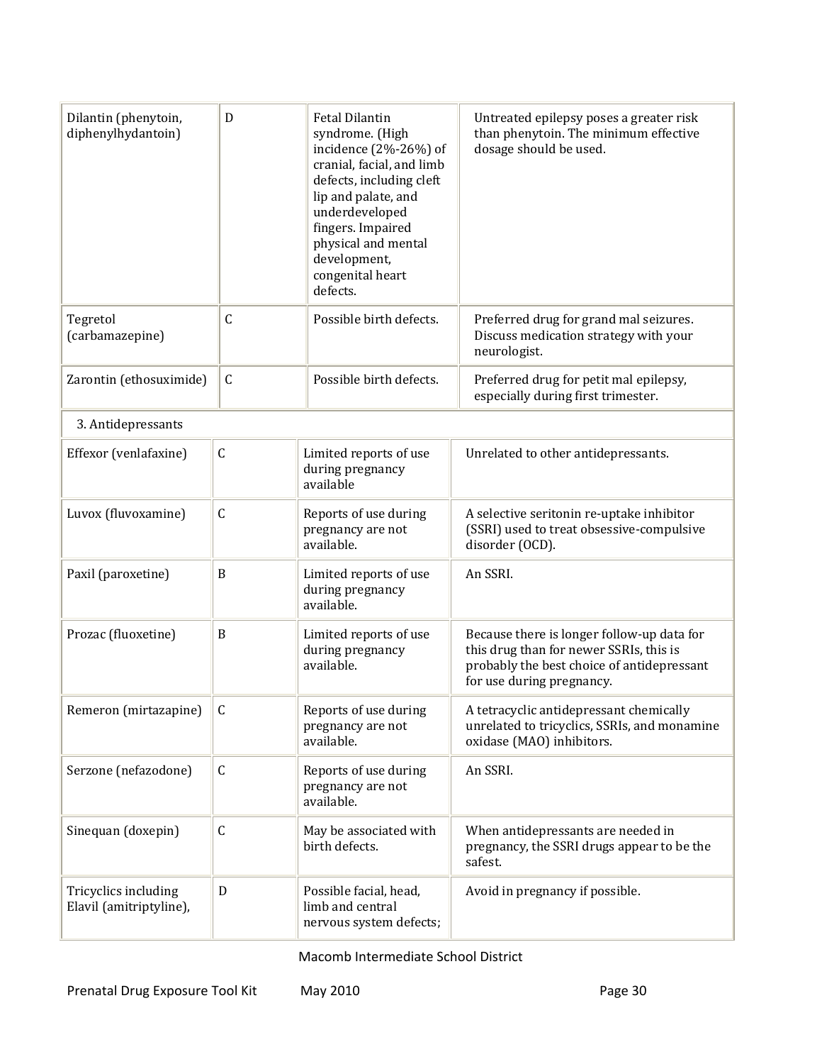| | | | |
|---|---|---|---|
| Dilantin (phenytoin, diphenylhydantoin) | D | Fetal Dilantin syndrome. (High incidence (2%-26%) of cranial, facial, and limb defects, including cleft lip and palate, and underdeveloped fingers. Impaired physical and mental development, congenital heart defects. | Untreated epilepsy poses a greater risk than phenytoin. The minimum effective dosage should be used. |
| Tegretol (carbamazepine) | C | Possible birth defects. | Preferred drug for grand mal seizures. Discuss medication strategy with your neurologist. |
| Zarontin (ethosuximide) | C | Possible birth defects. | Preferred drug for petit mal epilepsy, especially during first trimester. |
| 3. Antidepressants | | | |
| Effexor (venlafaxine) | C | Limited reports of use during pregnancy available | Unrelated to other antidepressants. |
| Luvox (fluvoxamine) | C | Reports of use during pregnancy are not available. | A selective seritonin re-uptake inhibitor (SSRI) used to treat obsessive-compulsive disorder (OCD). |
| Paxil (paroxetine) | B | Limited reports of use during pregnancy available. | An SSRI. |
| Prozac (fluoxetine) | B | Limited reports of use during pregnancy available. | Because there is longer follow-up data for this drug than for newer SSRIs, this is probably the best choice of antidepressant for use during pregnancy. |
| Remeron (mirtazapine) | C | Reports of use during pregnancy are not available. | A tetracyclic antidepressant chemically unrelated to tricyclics, SSRIs, and monamine oxidase (MAO) inhibitors. |
| Serzone (nefazodone) | C | Reports of use during pregnancy are not available. | An SSRI. |
| Sinequan (doxepin) | C | May be associated with birth defects. | When antidepressants are needed in pregnancy, the SSRI drugs appear to be the safest. |
| Tricyclics including Elavil (amitriptyline), | D | Possible facial, head, limb and central nervous system defects; | Avoid in pregnancy if possible. |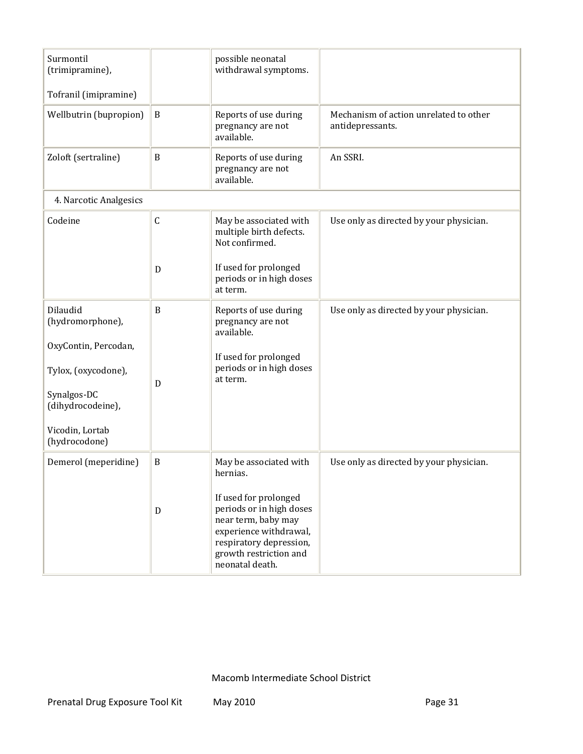| | | | |
|---|---|---|---|
| Surmontil (trimipramine),<br><br>Tofranil (imipramine) | | possible neonatal withdrawal symptoms. | |
| Wellbutrin (bupropion) | B | Reports of use during pregnancy are not available. | Mechanism of action unrelated to other antidepressants. |
| Zoloft (sertraline) | B | Reports of use during pregnancy are not available. | An SSRI. |
| 4. Narcotic Analgesics | | | |
| Codeine | C<br><br>D | May be associated with multiple birth defects. Not confirmed.<br><br>If used for prolonged periods or in high doses at term. | Use only as directed by your physician. |
| Dilaudid (hydromorphone),<br><br>OxyContin, Percodan,<br><br>Tylox, (oxycodone),<br><br>Synalgos-DC (dihydrocodeine),<br><br>Vicodin, Lortab (hydrocodone) | B<br><br>D | Reports of use during pregnancy are not available.<br><br>If used for prolonged periods or in high doses at term. | Use only as directed by your physician. |
| Demerol (meperidine) | B<br><br>D | May be associated with hernias.<br><br>If used for prolonged periods or in high doses near term, baby may experience withdrawal, respiratory depression, growth restriction and neonatal death. | Use only as directed by your physician. |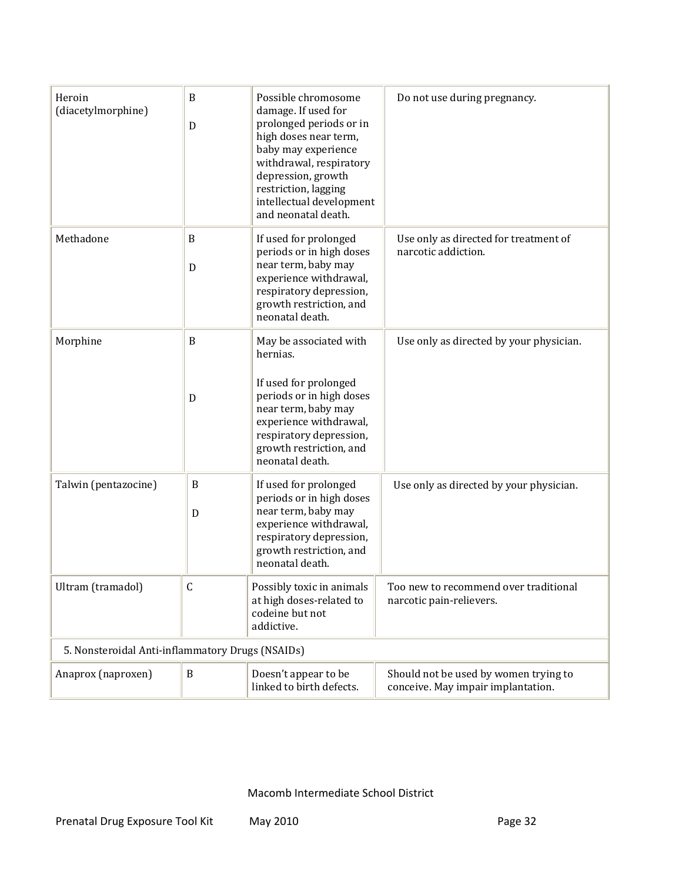| | | | |
|---|---|---|---|
| Heroin (diacetylmorphine) | B<br><br>D | Possible chromosome damage. If used for prolonged periods or in high doses near term, baby may experience withdrawal, respiratory depression, growth restriction, lagging intellectual development and neonatal death. | Do not use during pregnancy. |
| Methadone | B<br><br>D | If used for prolonged periods or in high doses near term, baby may experience withdrawal, respiratory depression, growth restriction, and neonatal death. | Use only as directed for treatment of narcotic addiction. |
| Morphine | B<br><br>D | May be associated with hernias.<br><br>If used for prolonged periods or in high doses near term, baby may experience withdrawal, respiratory depression, growth restriction, and neonatal death. | Use only as directed by your physician. |
| Talwin (pentazocine) | B<br><br>D | If used for prolonged periods or in high doses near term, baby may experience withdrawal, respiratory depression, growth restriction, and neonatal death. | Use only as directed by your physician. |
| Ultram (tramadol) | C | Possibly toxic in animals at high doses-related to codeine but not addictive. | Too new to recommend over traditional narcotic pain-relievers. |
| 5. Nonsteroidal Anti-inflammatory Drugs (NSAIDs) | | | |
| Anaprox (naproxen) | B | Doesn't appear to be linked to birth defects. | Should not be used by women trying to conceive. May impair implantation. |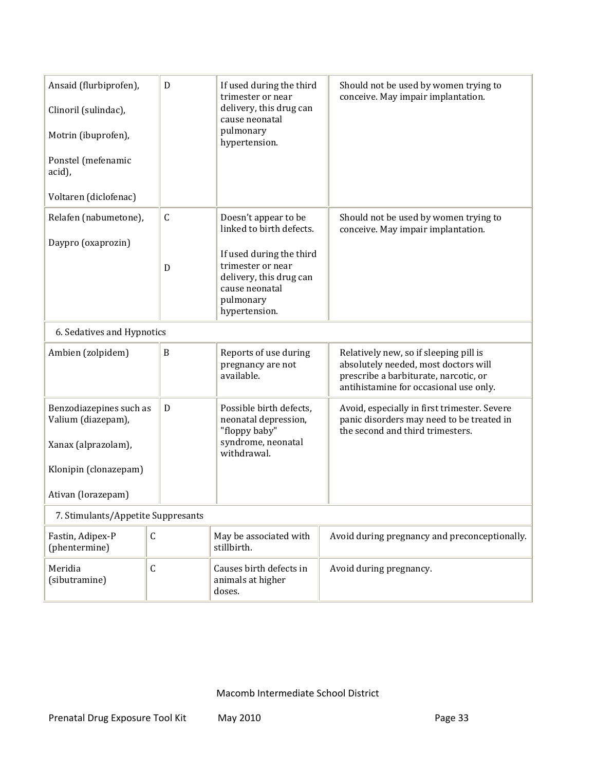| | | | |
|---|---|---|---|
| Ansaid (flurbiprofen),<br><br>Clinoril (sulindac),<br><br>Motrin (ibuprofen),<br><br>Ponstel (mefenamic acid),<br><br>Voltaren (diclofenac) | D | If used during the third trimester or near delivery, this drug can cause neonatal pulmonary hypertension. | Should not be used by women trying to conceive. May impair implantation. |
| Relafen (nabumetone),<br><br>Daypro (oxaprozin) | C<br><br>D | Doesn't appear to be linked to birth defects.<br><br>If used during the third trimester or near delivery, this drug can cause neonatal pulmonary hypertension. | Should not be used by women trying to conceive. May impair implantation. |
| 6. Sedatives and Hypnotics | | | |
| Ambien (zolpidem) | B | Reports of use during pregnancy are not available. | Relatively new, so if sleeping pill is absolutely needed, most doctors will prescribe a barbiturate, narcotic, or antihistamine for occasional use only. |
| Benzodiazepines such as Valium (diazepam),<br><br>Xanax (alprazolam),<br><br>Klonipin (clonazepam)<br><br>Ativan (lorazepam) | D | Possible birth defects, neonatal depression, "floppy baby" syndrome, neonatal withdrawal. | Avoid, especially in first trimester. Severe panic disorders may need to be treated in the second and third trimesters. |
| 7. Stimulants/Appetite Suppresants | | | |
| Fastin, Adipex-P (phentermine) | C | May be associated with stillbirth. | Avoid during pregnancy and preconceptionally. |
| Meridia (sibutramine) | C | Causes birth defects in animals at higher doses. | Avoid during pregnancy. |

Macomb Intermediate School District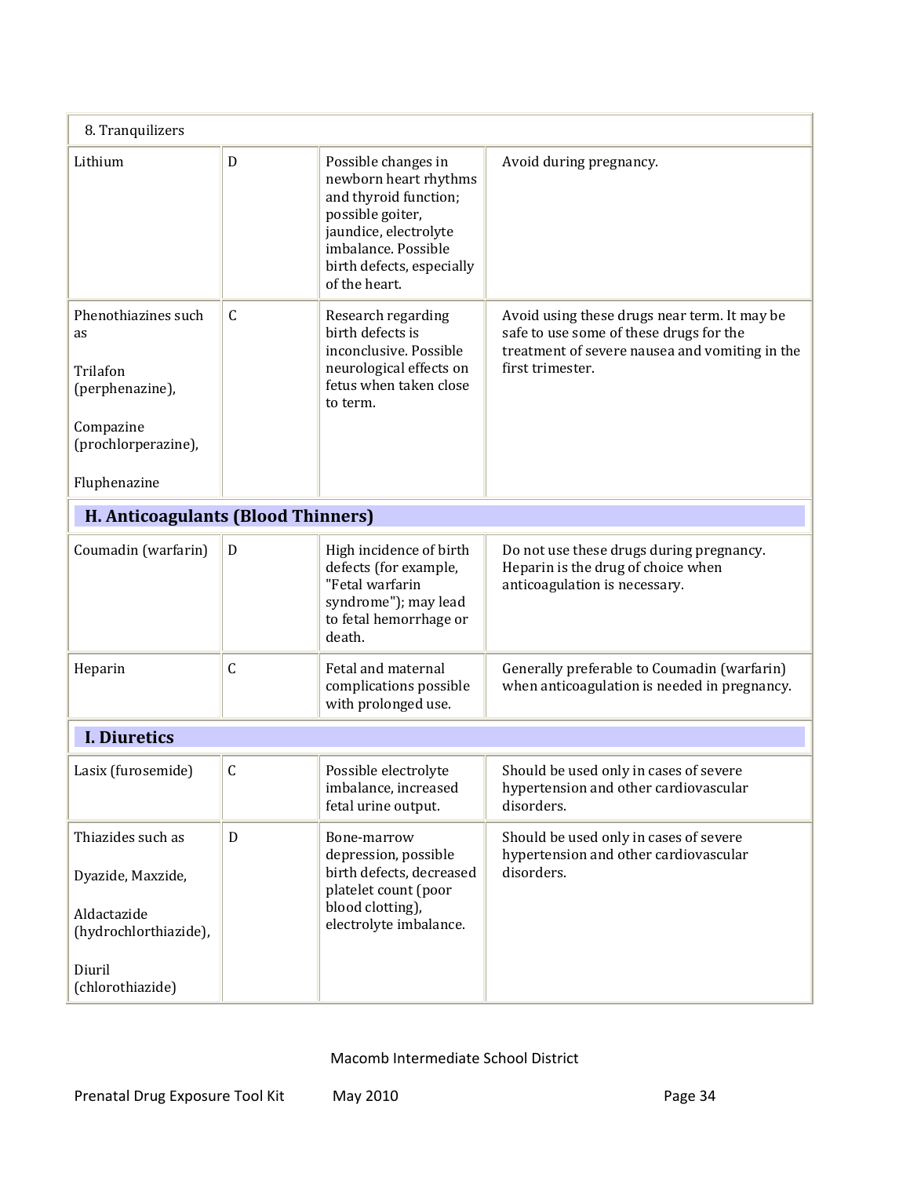| 8. Tranquilizers | | | |
|---|---|---|---|
| Lithium | D | Possible changes in newborn heart rhythms and thyroid function; possible goiter, jaundice, electrolyte imbalance. Possible birth defects, especially of the heart. | Avoid during pregnancy. |
| Phenothiazines such as Trilafon (perphenazine), Compazine (prochlorperazine), Fluphenazine | C | Research regarding birth defects is inconclusive. Possible neurological effects on fetus when taken close to term. | Avoid using these drugs near term. It may be safe to use some of these drugs for the treatment of severe nausea and vomiting in the first trimester. |
| **H. Anticoagulants (Blood Thinners)** | | | |
| Coumadin (warfarin) | D | High incidence of birth defects (for example, "Fetal warfarin syndrome"); may lead to fetal hemorrhage or death. | Do not use these drugs during pregnancy. Heparin is the drug of choice when anticoagulation is necessary. |
| Heparin | C | Fetal and maternal complications possible with prolonged use. | Generally preferable to Coumadin (warfarin) when anticoagulation is needed in pregnancy. |
| **I. Diuretics** | | | |
| Lasix (furosemide) | C | Possible electrolyte imbalance, increased fetal urine output. | Should be used only in cases of severe hypertension and other cardiovascular disorders. |
| Thiazides such as Dyazide, Maxzide, Aldactazide (hydrochlorthiazide), Diuril (chlorothiazide) | D | Bone-marrow depression, possible birth defects, decreased platelet count (poor blood clotting), electrolyte imbalance. | Should be used only in cases of severe hypertension and other cardiovascular disorders. |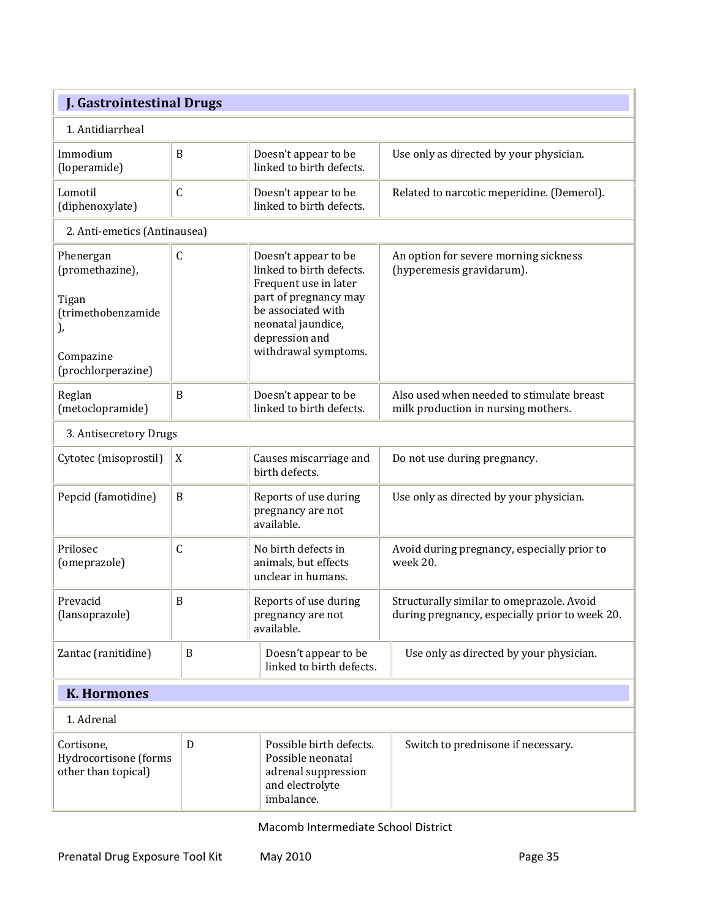| J. Gastrointestinal Drugs | | | |
|---|---|---|---|
| 1. Antidiarrheal | | | |
| Immodium (loperamide) | B | Doesn't appear to be linked to birth defects. | Use only as directed by your physician. |
| Lomotil (diphenoxylate) | C | Doesn't appear to be linked to birth defects. | Related to narcotic meperidine. (Demerol). |
| 2. Anti-emetics (Antinausea) | | | |
| Phenergan (promethazine), Tigan (trimethobenzamide), Compazine (prochlorperazine) | C | Doesn't appear to be linked to birth defects. Frequent use in later part of pregnancy may be associated with neonatal jaundice, depression and withdrawal symptoms. | An option for severe morning sickness (hyperemesis gravidarum). |
| Reglan (metoclopramide) | B | Doesn't appear to be linked to birth defects. | Also used when needed to stimulate breast milk production in nursing mothers. |
| 3. Antisecretory Drugs | | | |
| Cytotec (misoprostil) | X | Causes miscarriage and birth defects. | Do not use during pregnancy. |
| Pepcid (famotidine) | B | Reports of use during pregnancy are not available. | Use only as directed by your physician. |
| Prilosec (omeprazole) | C | No birth defects in animals, but effects unclear in humans. | Avoid during pregnancy, especially prior to week 20. |
| Prevacid (lansoprazole) | B | Reports of use during pregnancy are not available. | Structurally similar to omeprazole. Avoid during pregnancy, especially prior to week 20. |
| Zantac (ranitidine) | B | Doesn't appear to be linked to birth defects. | Use only as directed by your physician. |

| K. Hormones | | | |
|---|---|---|---|
| 1. Adrenal | | | |
| Cortisone, Hydrocortisone (forms other than topical) | D | Possible birth defects. Possible neonatal adrenal suppression and electrolyte imbalance. | Switch to prednisone if necessary. |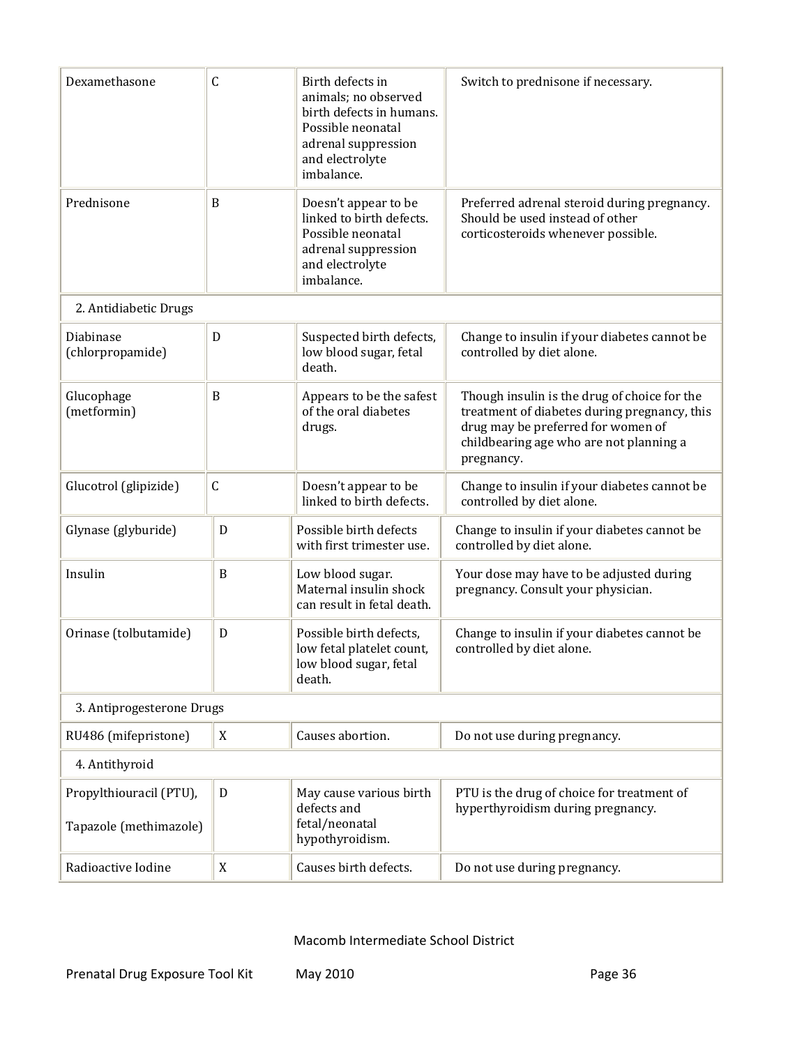| | | | |
|---|---|---|---|
| Dexamethasone | C | Birth defects in animals; no observed birth defects in humans. Possible neonatal adrenal suppression and electrolyte imbalance. | Switch to prednisone if necessary. |
| Prednisone | B | Doesn't appear to be linked to birth defects. Possible neonatal adrenal suppression and electrolyte imbalance. | Preferred adrenal steroid during pregnancy. Should be used instead of other corticosteroids whenever possible. |
| 2. Antidiabetic Drugs | | | |
| Diabinase (chlorpropamide) | D | Suspected birth defects, low blood sugar, fetal death. | Change to insulin if your diabetes cannot be controlled by diet alone. |
| Glucophage (metformin) | B | Appears to be the safest of the oral diabetes drugs. | Though insulin is the drug of choice for the treatment of diabetes during pregnancy, this drug may be preferred for women of childbearing age who are not planning a pregnancy. |
| Glucotrol (glipizide) | C | Doesn't appear to be linked to birth defects. | Change to insulin if your diabetes cannot be controlled by diet alone. |
| Glynase (glyburide) | D | Possible birth defects with first trimester use. | Change to insulin if your diabetes cannot be controlled by diet alone. |
| Insulin | B | Low blood sugar. Maternal insulin shock can result in fetal death. | Your dose may have to be adjusted during pregnancy. Consult your physician. |
| Orinase (tolbutamide) | D | Possible birth defects, low fetal platelet count, low blood sugar, fetal death. | Change to insulin if your diabetes cannot be controlled by diet alone. |
| 3. Antiprogesterone Drugs | | | |
| RU486 (mifepristone) | X | Causes abortion. | Do not use during pregnancy. |
| 4. Antithyroid | | | |
| Propylthiouracil (PTU), Tapazole (methimazole) | D | May cause various birth defects and fetal/neonatal hypothyroidism. | PTU is the drug of choice for treatment of hyperthyroidism during pregnancy. |
| Radioactive Iodine | X | Causes birth defects. | Do not use during pregnancy. |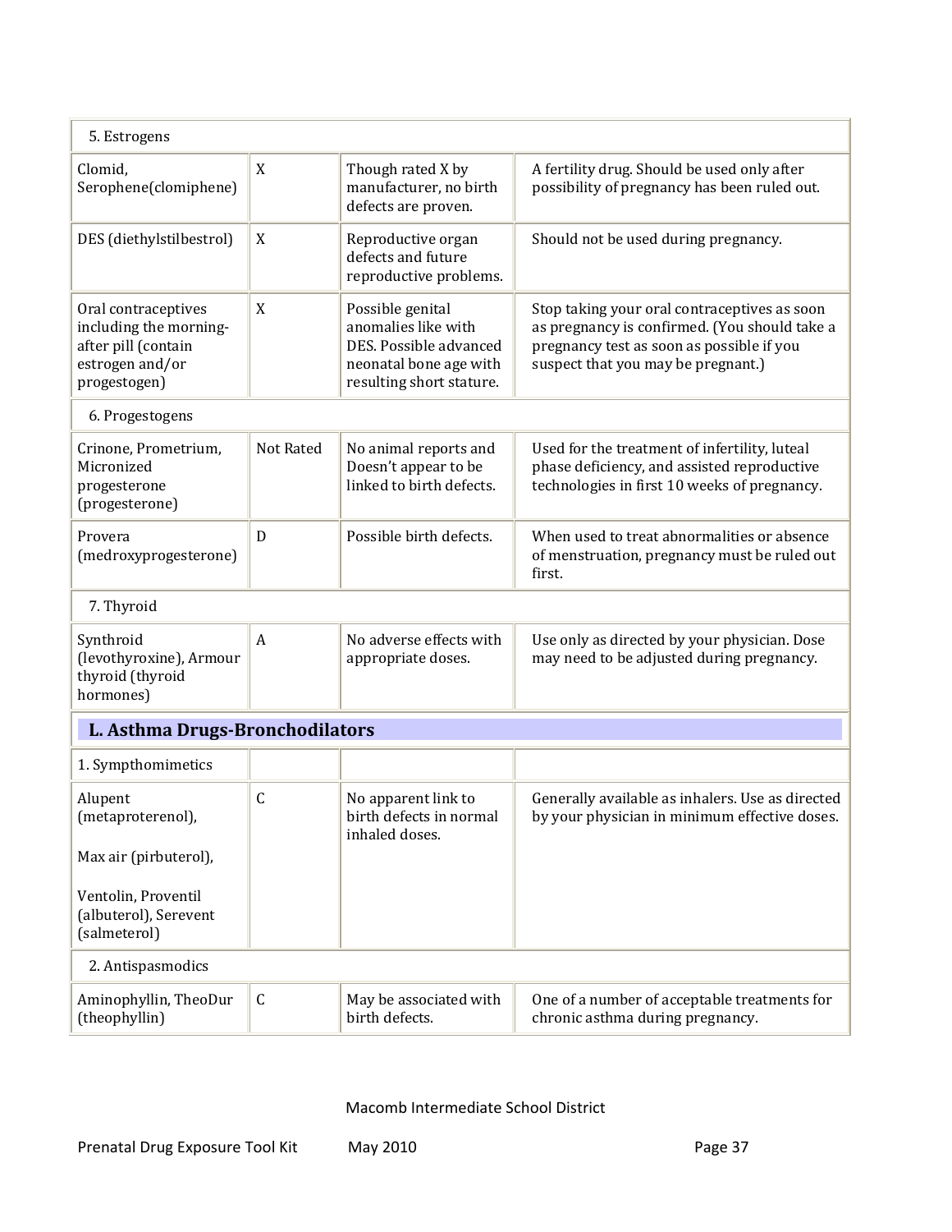| 5. Estrogens | | | |
|---|---|---|---|
| Clomid, Serophene(clomiphene) | X | Though rated X by manufacturer, no birth defects are proven. | A fertility drug. Should be used only after possibility of pregnancy has been ruled out. |
| DES (diethylstilbestrol) | X | Reproductive organ defects and future reproductive problems. | Should not be used during pregnancy. |
| Oral contraceptives including the morning-after pill (contain estrogen and/or progestogen) | X | Possible genital anomalies like with DES. Possible advanced neonatal bone age with resulting short stature. | Stop taking your oral contraceptives as soon as pregnancy is confirmed. (You should take a pregnancy test as soon as possible if you suspect that you may be pregnant.) |
| 6. Progestogens | | | |
| Crinone, Prometrium, Micronized progesterone (progesterone) | Not Rated | No animal reports and Doesn't appear to be linked to birth defects. | Used for the treatment of infertility, luteal phase deficiency, and assisted reproductive technologies in first 10 weeks of pregnancy. |
| Provera (medroxyprogesterone) | D | Possible birth defects. | When used to treat abnormalities or absence of menstruation, pregnancy must be ruled out first. |
| 7. Thyroid | | | |
| Synthroid (levothyroxine), Armour thyroid (thyroid hormones) | A | No adverse effects with appropriate doses. | Use only as directed by your physician. Dose may need to be adjusted during pregnancy. |

## L. Asthma Drugs-Bronchodilators

| 1. Sympthomimetics | | | |
|---|---|---|---|
| Alupent (metaproterenol), Max air (pirbuterol), Ventolin, Proventil (albuterol), Serevent (salmeterol) | C | No apparent link to birth defects in normal inhaled doses. | Generally available as inhalers. Use as directed by your physician in minimum effective doses. |
| 2. Antispasmodics | | | |
| Aminophyllin, TheoDur (theophyllin) | C | May be associated with birth defects. | One of a number of acceptable treatments for chronic asthma during pregnancy. |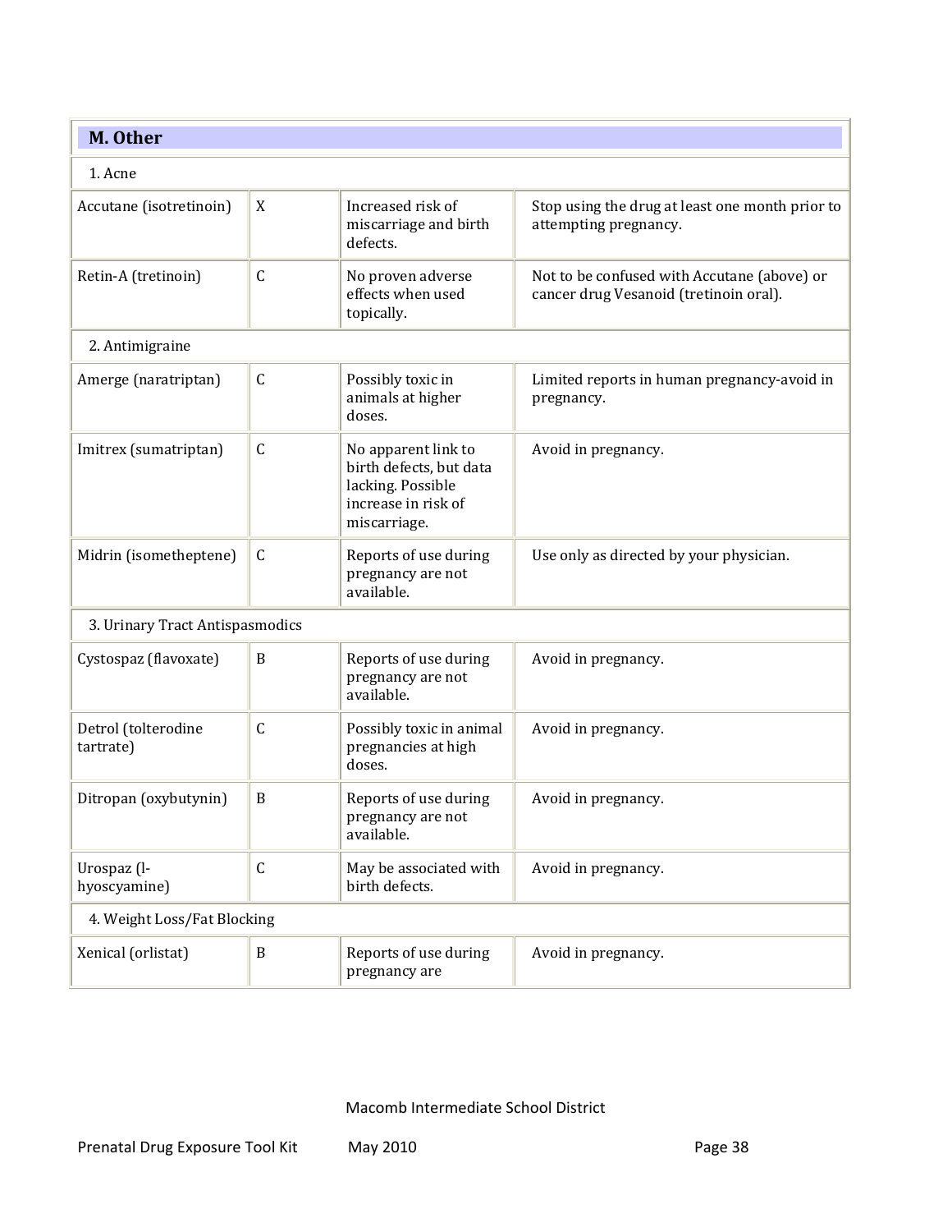| M. Other | | | |
|---|---|---|---|
| 1. Acne | | | |
| Accutane (isotretinoin) | X | Increased risk of miscarriage and birth defects. | Stop using the drug at least one month prior to attempting pregnancy. |
| Retin-A (tretinoin) | C | No proven adverse effects when used topically. | Not to be confused with Accutane (above) or cancer drug Vesanoid (tretinoin oral). |
| 2. Antimigraine | | | |
| Amerge (naratriptan) | C | Possibly toxic in animals at higher doses. | Limited reports in human pregnancy-avoid in pregnancy. |
| Imitrex (sumatriptan) | C | No apparent link to birth defects, but data lacking. Possible increase in risk of miscarriage. | Avoid in pregnancy. |
| Midrin (isometheptene) | C | Reports of use during pregnancy are not available. | Use only as directed by your physician. |
| 3. Urinary Tract Antispasmodics | | | |
| Cystospaz (flavoxate) | B | Reports of use during pregnancy are not available. | Avoid in pregnancy. |
| Detrol (tolterodine tartrate) | C | Possibly toxic in animal pregnancies at high doses. | Avoid in pregnancy. |
| Ditropan (oxybutynin) | B | Reports of use during pregnancy are not available. | Avoid in pregnancy. |
| Urospaz (l-hyoscyamine) | C | May be associated with birth defects. | Avoid in pregnancy. |
| 4. Weight Loss/Fat Blocking | | | |
| Xenical (orlistat) | B | Reports of use during pregnancy are | Avoid in pregnancy. |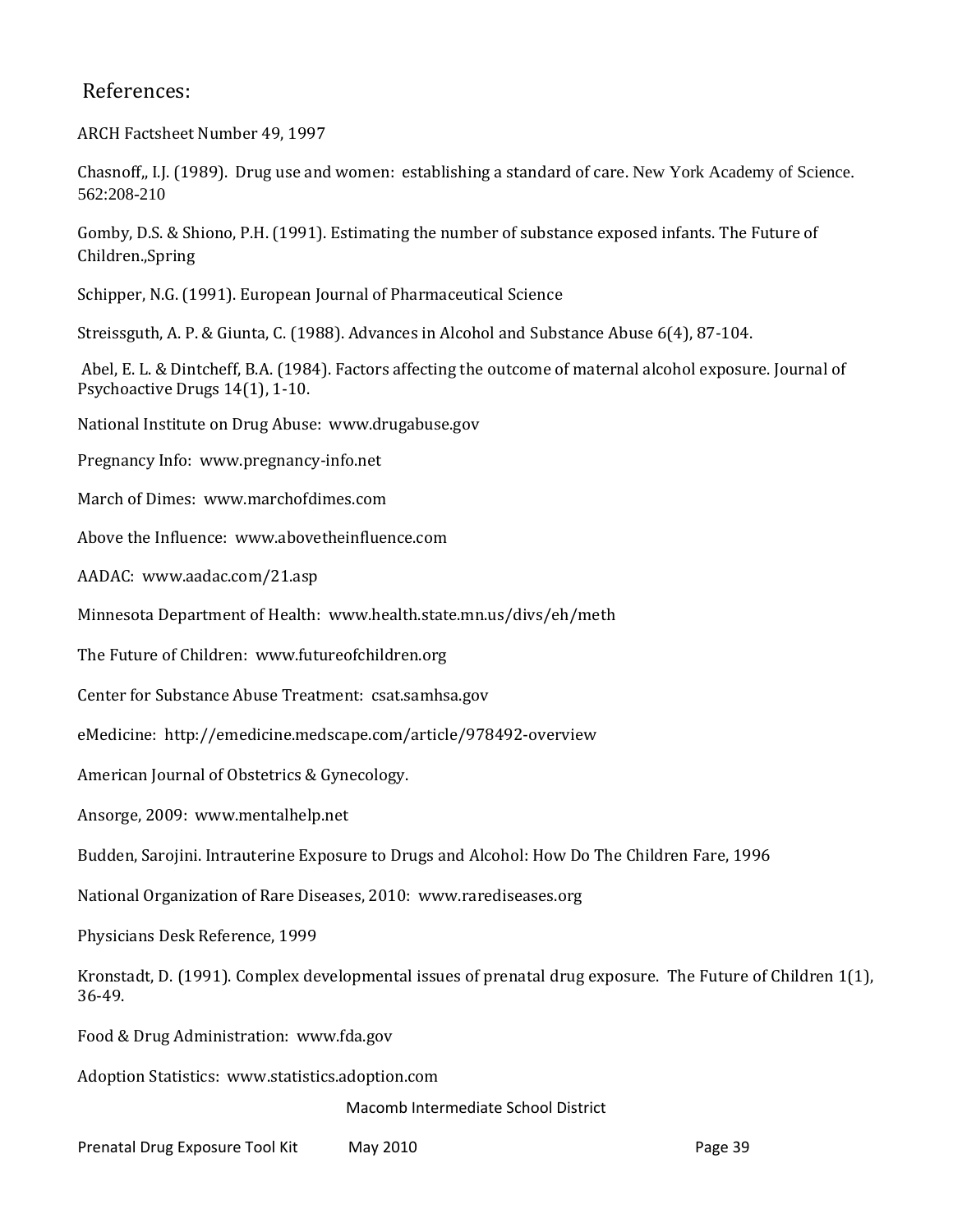## References:

ARCH Factsheet Number 49, 1997

Chasnoff,, I.J. (1989). Drug use and women: establishing a standard of care. New York Academy of Science. 562:208-210

Gomby, D.S. & Shiono, P.H. (1991). Estimating the number of substance exposed infants. The Future of Children.,Spring

Schipper, N.G. (1991). European Journal of Pharmaceutical Science

Streissguth, A. P. & Giunta, C. (1988). Advances in Alcohol and Substance Abuse 6(4), 87-104.

Abel, E. L. & Dintcheff, B.A. (1984). Factors affecting the outcome of maternal alcohol exposure. Journal of Psychoactive Drugs 14(1), 1-10.

National Institute on Drug Abuse: www.drugabuse.gov

Pregnancy Info: www.pregnancy-info.net

March of Dimes: www.marchofdimes.com

Above the Influence: www.abovetheinfluence.com

AADAC: www.aadac.com/21.asp

Minnesota Department of Health: www.health.state.mn.us/divs/eh/meth

The Future of Children: www.futureofchildren.org

Center for Substance Abuse Treatment: csat.samhsa.gov

eMedicine: http://emedicine.medscape.com/article/978492-overview

American Journal of Obstetrics & Gynecology.

Ansorge, 2009: www.mentalhelp.net

Budden, Sarojini. Intrauterine Exposure to Drugs and Alcohol: How Do The Children Fare, 1996

National Organization of Rare Diseases, 2010: www.rarediseases.org

Physicians Desk Reference, 1999

Kronstadt, D. (1991). Complex developmental issues of prenatal drug exposure. The Future of Children 1(1), 36-49.

Food & Drug Administration: www.fda.gov

Adoption Statistics: www.statistics.adoption.com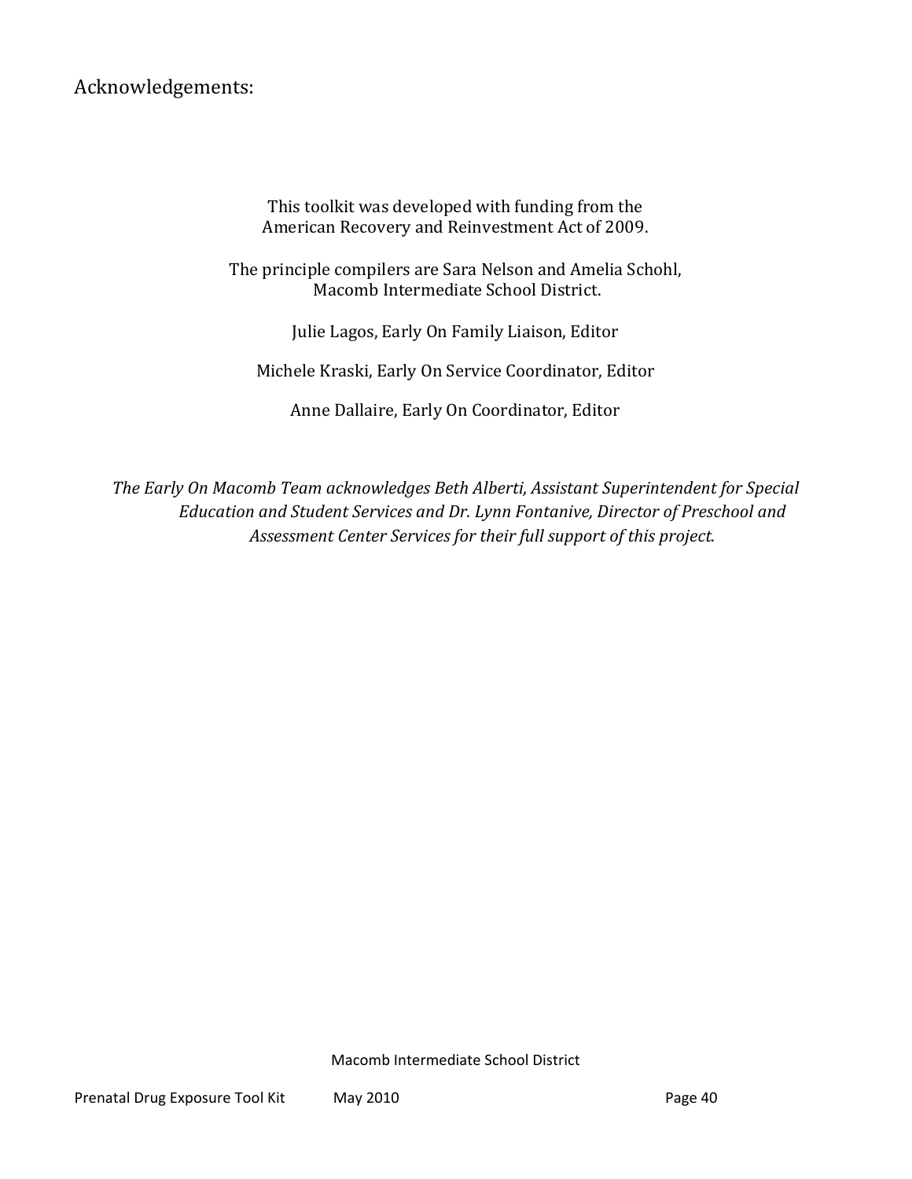# Acknowledgements:

This toolkit was developed with funding from the American Recovery and Reinvestment Act of 2009.

The principle compilers are Sara Nelson and Amelia Schohl, Macomb Intermediate School District.

Julie Lagos, Early On Family Liaison, Editor

Michele Kraski, Early On Service Coordinator, Editor

Anne Dallaire, Early On Coordinator, Editor

*The Early On Macomb Team acknowledges Beth Alberti, Assistant Superintendent for Special Education and Student Services and Dr. Lynn Fontanive, Director of Preschool and Assessment Center Services for their full support of this project.*